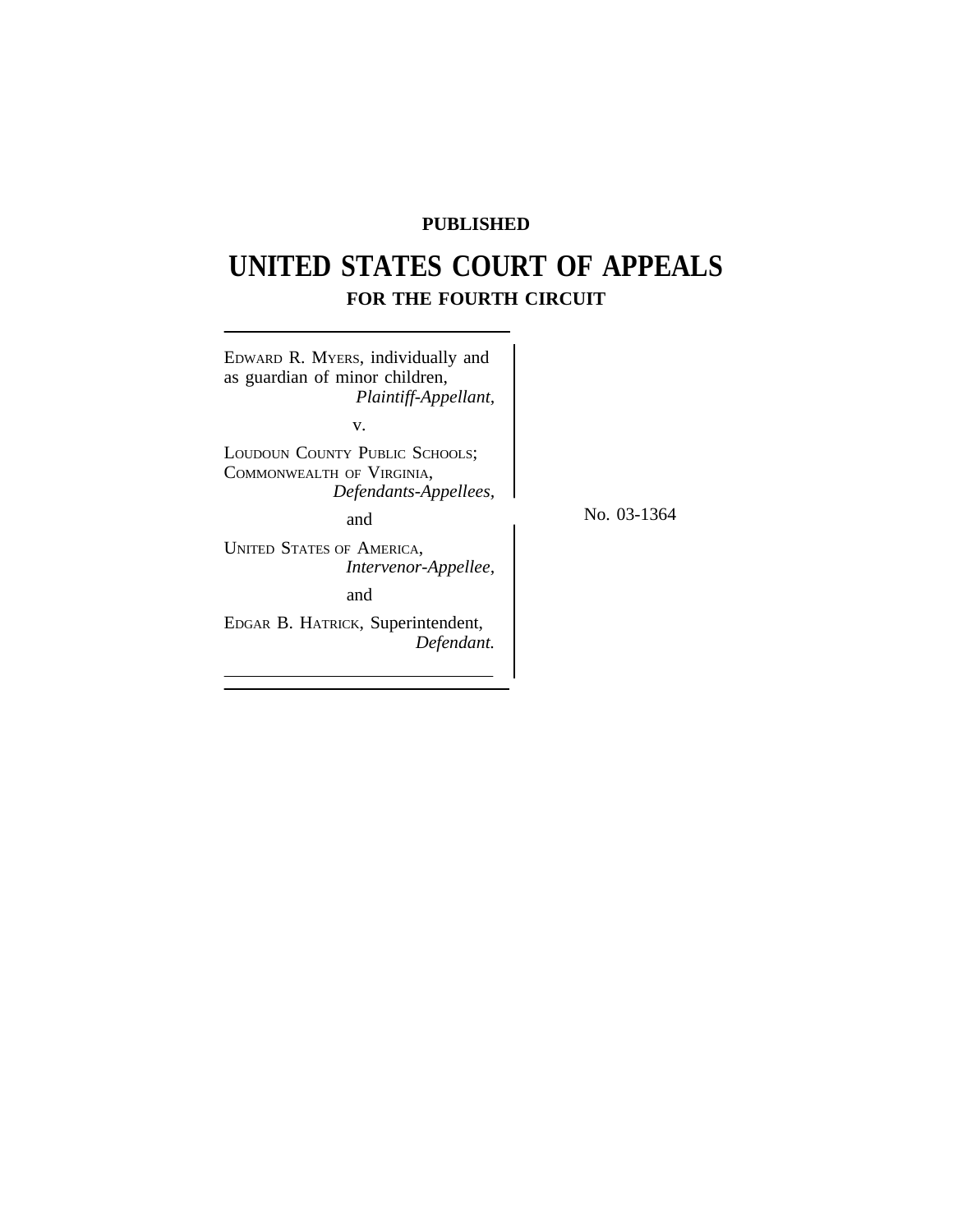**PUBLISHED**

# UNITED STATES COURT OF APPEALS

## FOR THE FOURTH CIRCUIT

EDWARD R. MYERS, individually and as guardian of minor children,
*Plaintiff-Appellant,*

v.

LOUDOUN COUNTY PUBLIC SCHOOLS; COMMONWEALTH OF VIRGINIA,
*Defendants-Appellees,*

and

UNITED STATES OF AMERICA,
*Intervenor-Appellee,*

and

EDGAR B. HATRICK, Superintendent,
*Defendant.*

No. 03-1364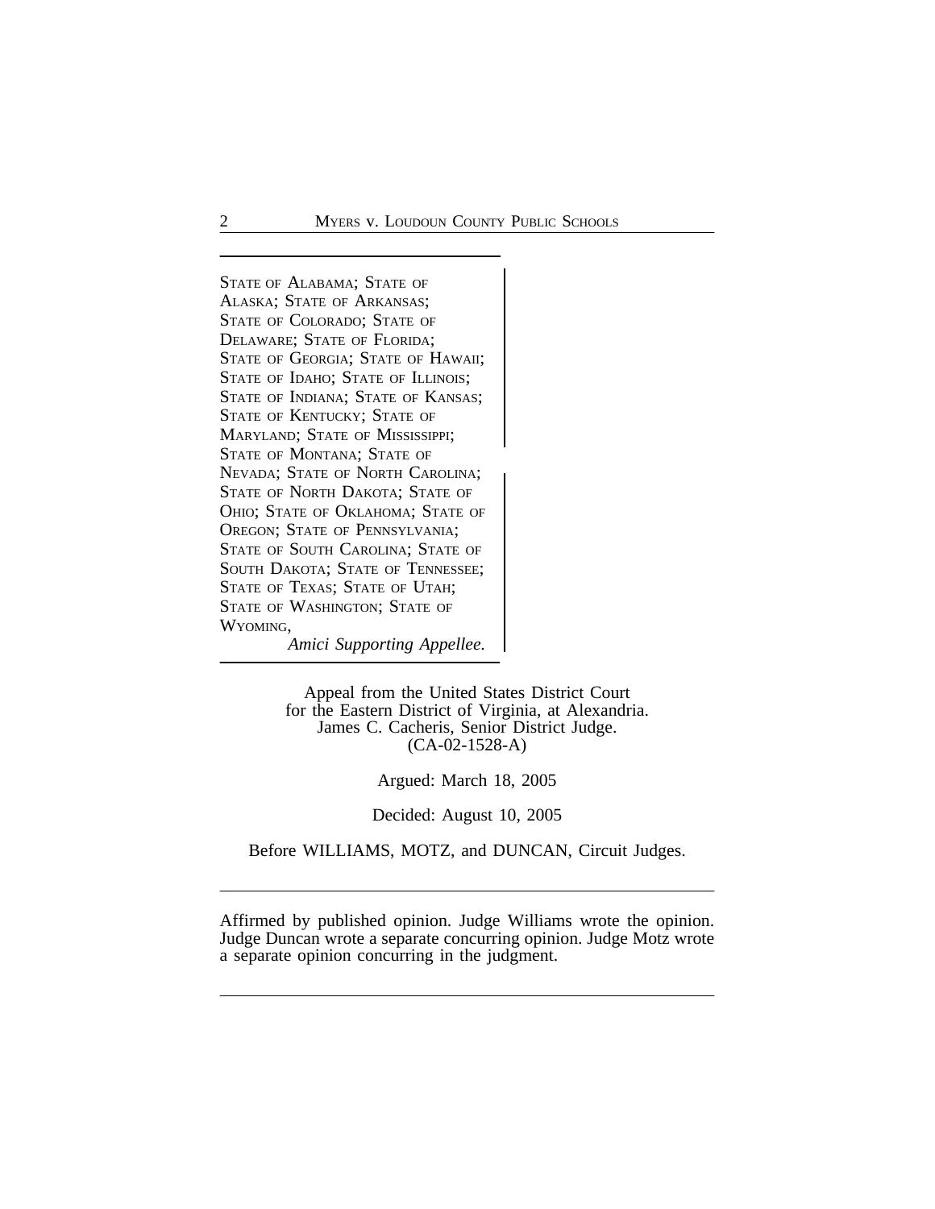STATE OF ALABAMA; STATE OF ALASKA; STATE OF ARKANSAS; STATE OF COLORADO; STATE OF DELAWARE; STATE OF FLORIDA; STATE OF GEORGIA; STATE OF HAWAII; STATE OF IDAHO; STATE OF ILLINOIS; STATE OF INDIANA; STATE OF KANSAS; STATE OF KENTUCKY; STATE OF MARYLAND; STATE OF MISSISSIPPI; STATE OF MONTANA; STATE OF NEVADA; STATE OF NORTH CAROLINA; STATE OF NORTH DAKOTA; STATE OF OHIO; STATE OF OKLAHOMA; STATE OF OREGON; STATE OF PENNSYLVANIA; STATE OF SOUTH CAROLINA; STATE OF SOUTH DAKOTA; STATE OF TENNESSEE; STATE OF TEXAS; STATE OF UTAH; STATE OF WASHINGTON; STATE OF WYOMING,

*Amici Supporting Appellee.*

Appeal from the United States District Court
for the Eastern District of Virginia, at Alexandria.
James C. Cacheris, Senior District Judge.
(CA-02-1528-A)

Argued: March 18, 2005

Decided: August 10, 2005

Before WILLIAMS, MOTZ, and DUNCAN, Circuit Judges.

---

Affirmed by published opinion. Judge Williams wrote the opinion. Judge Duncan wrote a separate concurring opinion. Judge Motz wrote a separate opinion concurring in the judgment.

---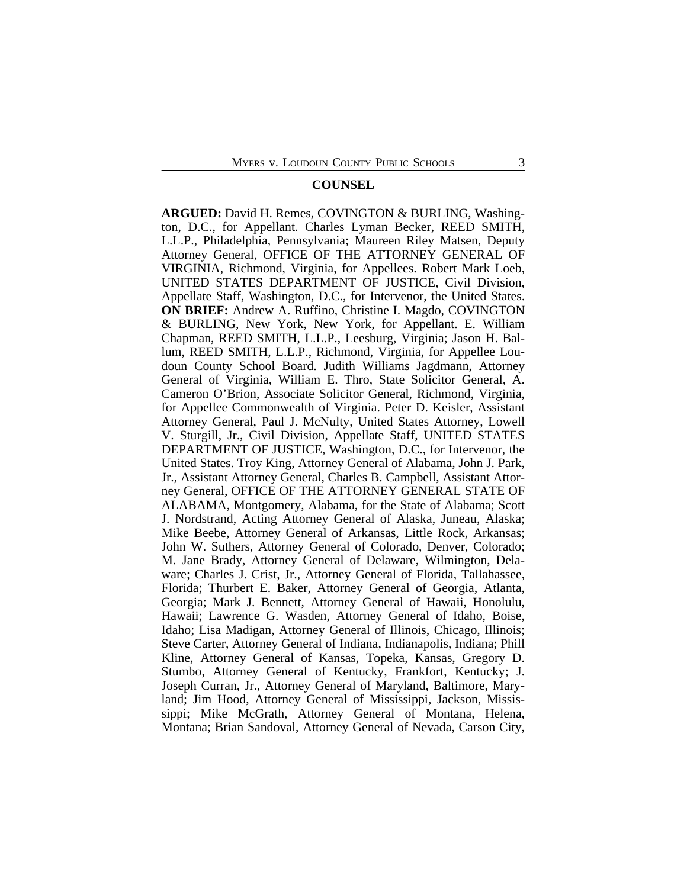## COUNSEL

**ARGUED:** David H. Remes, COVINGTON & BURLING, Washington, D.C., for Appellant. Charles Lyman Becker, REED SMITH, L.L.P., Philadelphia, Pennsylvania; Maureen Riley Matsen, Deputy Attorney General, OFFICE OF THE ATTORNEY GENERAL OF VIRGINIA, Richmond, Virginia, for Appellees. Robert Mark Loeb, UNITED STATES DEPARTMENT OF JUSTICE, Civil Division, Appellate Staff, Washington, D.C., for Intervenor, the United States. **ON BRIEF:** Andrew A. Ruffino, Christine I. Magdo, COVINGTON & BURLING, New York, New York, for Appellant. E. William Chapman, REED SMITH, L.L.P., Leesburg, Virginia; Jason H. Ballum, REED SMITH, L.L.P., Richmond, Virginia, for Appellee Loudoun County School Board. Judith Williams Jagdmann, Attorney General of Virginia, William E. Thro, State Solicitor General, A. Cameron O'Brion, Associate Solicitor General, Richmond, Virginia, for Appellee Commonwealth of Virginia. Peter D. Keisler, Assistant Attorney General, Paul J. McNulty, United States Attorney, Lowell V. Sturgill, Jr., Civil Division, Appellate Staff, UNITED STATES DEPARTMENT OF JUSTICE, Washington, D.C., for Intervenor, the United States. Troy King, Attorney General of Alabama, John J. Park, Jr., Assistant Attorney General, Charles B. Campbell, Assistant Attorney General, OFFICE OF THE ATTORNEY GENERAL STATE OF ALABAMA, Montgomery, Alabama, for the State of Alabama; Scott J. Nordstrand, Acting Attorney General of Alaska, Juneau, Alaska; Mike Beebe, Attorney General of Arkansas, Little Rock, Arkansas; John W. Suthers, Attorney General of Colorado, Denver, Colorado; M. Jane Brady, Attorney General of Delaware, Wilmington, Delaware; Charles J. Crist, Jr., Attorney General of Florida, Tallahassee, Florida; Thurbert E. Baker, Attorney General of Georgia, Atlanta, Georgia; Mark J. Bennett, Attorney General of Hawaii, Honolulu, Hawaii; Lawrence G. Wasden, Attorney General of Idaho, Boise, Idaho; Lisa Madigan, Attorney General of Illinois, Chicago, Illinois; Steve Carter, Attorney General of Indiana, Indianapolis, Indiana; Phill Kline, Attorney General of Kansas, Topeka, Kansas, Gregory D. Stumbo, Attorney General of Kentucky, Frankfort, Kentucky; J. Joseph Curran, Jr., Attorney General of Maryland, Baltimore, Maryland; Jim Hood, Attorney General of Mississippi, Jackson, Mississippi; Mike McGrath, Attorney General of Montana, Helena, Montana; Brian Sandoval, Attorney General of Nevada, Carson City,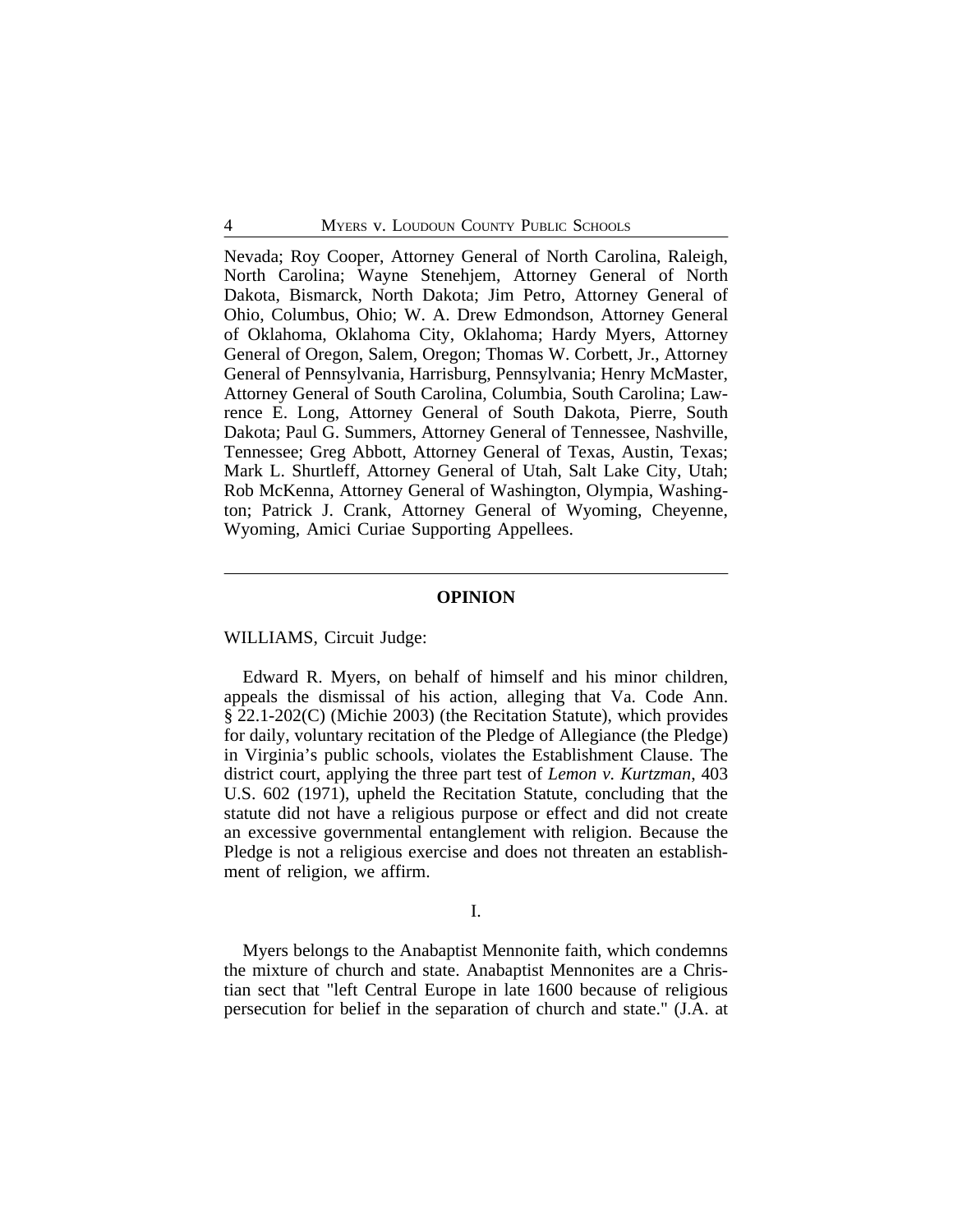Nevada; Roy Cooper, Attorney General of North Carolina, Raleigh, North Carolina; Wayne Stenehjem, Attorney General of North Dakota, Bismarck, North Dakota; Jim Petro, Attorney General of Ohio, Columbus, Ohio; W. A. Drew Edmondson, Attorney General of Oklahoma, Oklahoma City, Oklahoma; Hardy Myers, Attorney General of Oregon, Salem, Oregon; Thomas W. Corbett, Jr., Attorney General of Pennsylvania, Harrisburg, Pennsylvania; Henry McMaster, Attorney General of South Carolina, Columbia, South Carolina; Lawrence E. Long, Attorney General of South Dakota, Pierre, South Dakota; Paul G. Summers, Attorney General of Tennessee, Nashville, Tennessee; Greg Abbott, Attorney General of Texas, Austin, Texas; Mark L. Shurtleff, Attorney General of Utah, Salt Lake City, Utah; Rob McKenna, Attorney General of Washington, Olympia, Washington; Patrick J. Crank, Attorney General of Wyoming, Cheyenne, Wyoming, Amici Curiae Supporting Appellees.

---

## OPINION

WILLIAMS, Circuit Judge:

Edward R. Myers, on behalf of himself and his minor children, appeals the dismissal of his action, alleging that Va. Code Ann. § 22.1-202(C) (Michie 2003) (the Recitation Statute), which provides for daily, voluntary recitation of the Pledge of Allegiance (the Pledge) in Virginia's public schools, violates the Establishment Clause. The district court, applying the three part test of *Lemon v. Kurtzman*, 403 U.S. 602 (1971), upheld the Recitation Statute, concluding that the statute did not have a religious purpose or effect and did not create an excessive governmental entanglement with religion. Because the Pledge is not a religious exercise and does not threaten an establishment of religion, we affirm.

I.

Myers belongs to the Anabaptist Mennonite faith, which condemns the mixture of church and state. Anabaptist Mennonites are a Christian sect that "left Central Europe in late 1600 because of religious persecution for belief in the separation of church and state." (J.A. at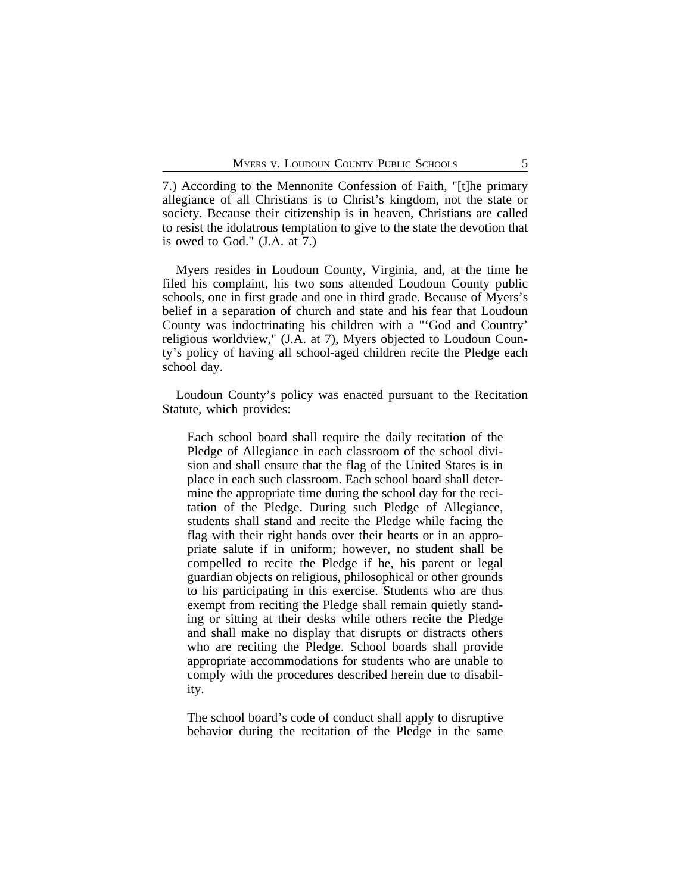7.) According to the Mennonite Confession of Faith, "[t]he primary allegiance of all Christians is to Christ's kingdom, not the state or society. Because their citizenship is in heaven, Christians are called to resist the idolatrous temptation to give to the state the devotion that is owed to God." (J.A. at 7.)

Myers resides in Loudoun County, Virginia, and, at the time he filed his complaint, his two sons attended Loudoun County public schools, one in first grade and one in third grade. Because of Myers's belief in a separation of church and state and his fear that Loudoun County was indoctrinating his children with a "'God and Country' religious worldview," (J.A. at 7), Myers objected to Loudoun County's policy of having all school-aged children recite the Pledge each school day.

Loudoun County's policy was enacted pursuant to the Recitation Statute, which provides:

> Each school board shall require the daily recitation of the Pledge of Allegiance in each classroom of the school division and shall ensure that the flag of the United States is in place in each such classroom. Each school board shall determine the appropriate time during the school day for the recitation of the Pledge. During such Pledge of Allegiance, students shall stand and recite the Pledge while facing the flag with their right hands over their hearts or in an appropriate salute if in uniform; however, no student shall be compelled to recite the Pledge if he, his parent or legal guardian objects on religious, philosophical or other grounds to his participating in this exercise. Students who are thus exempt from reciting the Pledge shall remain quietly standing or sitting at their desks while others recite the Pledge and shall make no display that disrupts or distracts others who are reciting the Pledge. School boards shall provide appropriate accommodations for students who are unable to comply with the procedures described herein due to disability.
>
> The school board's code of conduct shall apply to disruptive behavior during the recitation of the Pledge in the same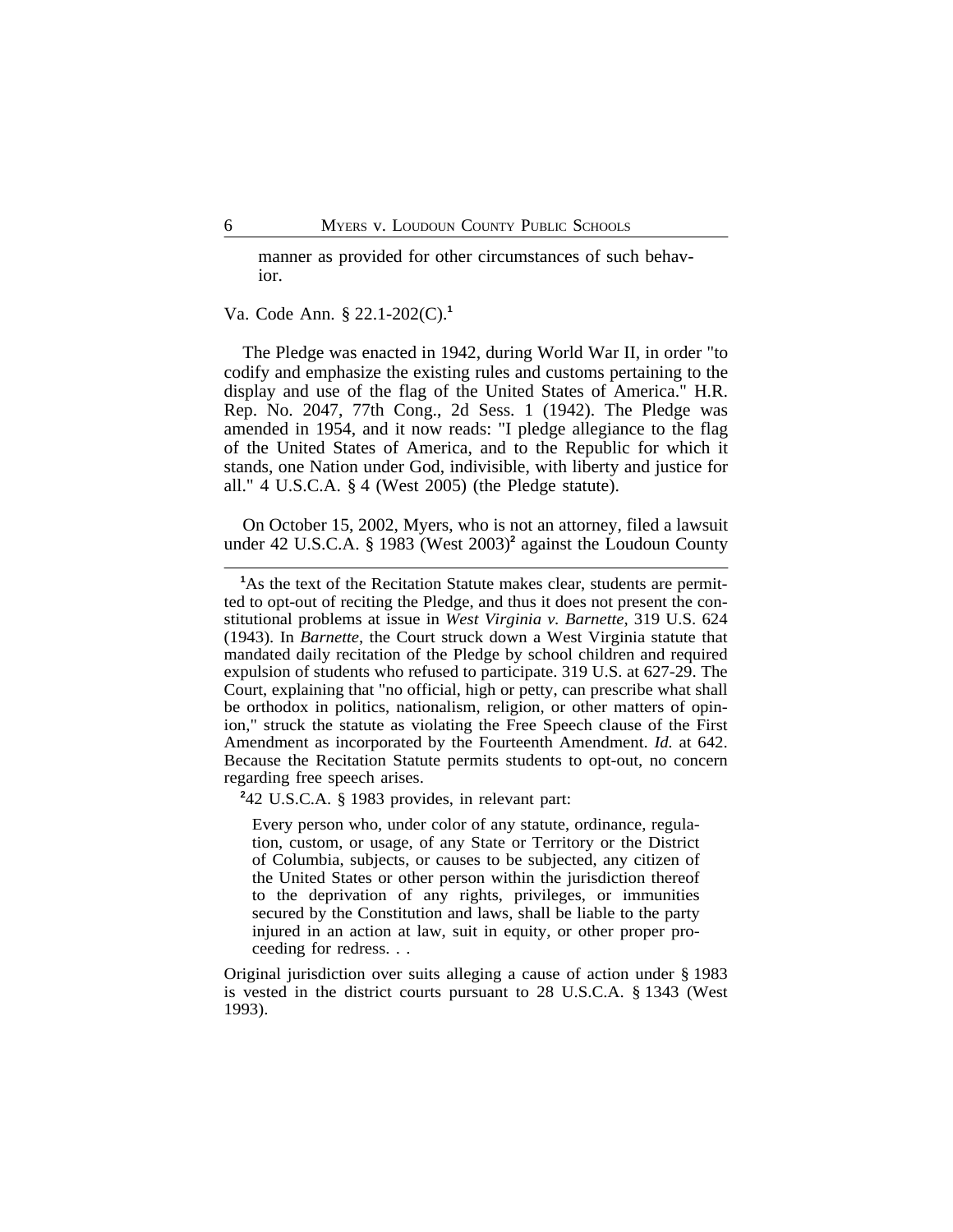> manner as provided for other circumstances of such behavior.

Va. Code Ann. § 22.1-202(C).[1]

The Pledge was enacted in 1942, during World War II, in order "to codify and emphasize the existing rules and customs pertaining to the display and use of the flag of the United States of America." H.R. Rep. No. 2047, 77th Cong., 2d Sess. 1 (1942). The Pledge was amended in 1954, and it now reads: "I pledge allegiance to the flag of the United States of America, and to the Republic for which it stands, one Nation under God, indivisible, with liberty and justice for all." 4 U.S.C.A. § 4 (West 2005) (the Pledge statute).

On October 15, 2002, Myers, who is not an attorney, filed a lawsuit under 42 U.S.C.A. § 1983 (West 2003)[2] against the Loudoun County

---

[1]As the text of the Recitation Statute makes clear, students are permitted to opt-out of reciting the Pledge, and thus it does not present the constitutional problems at issue in *West Virginia v. Barnette*, 319 U.S. 624 (1943). In *Barnette*, the Court struck down a West Virginia statute that mandated daily recitation of the Pledge by school children and required expulsion of students who refused to participate. 319 U.S. at 627-29. The Court, explaining that "no official, high or petty, can prescribe what shall be orthodox in politics, nationalism, religion, or other matters of opinion," struck the statute as violating the Free Speech clause of the First Amendment as incorporated by the Fourteenth Amendment. *Id.* at 642. Because the Recitation Statute permits students to opt-out, no concern regarding free speech arises.

[2]42 U.S.C.A. § 1983 provides, in relevant part:

> Every person who, under color of any statute, ordinance, regulation, custom, or usage, of any State or Territory or the District of Columbia, subjects, or causes to be subjected, any citizen of the United States or other person within the jurisdiction thereof to the deprivation of any rights, privileges, or immunities secured by the Constitution and laws, shall be liable to the party injured in an action at law, suit in equity, or other proper proceeding for redress. . .

Original jurisdiction over suits alleging a cause of action under § 1983 is vested in the district courts pursuant to 28 U.S.C.A. § 1343 (West 1993).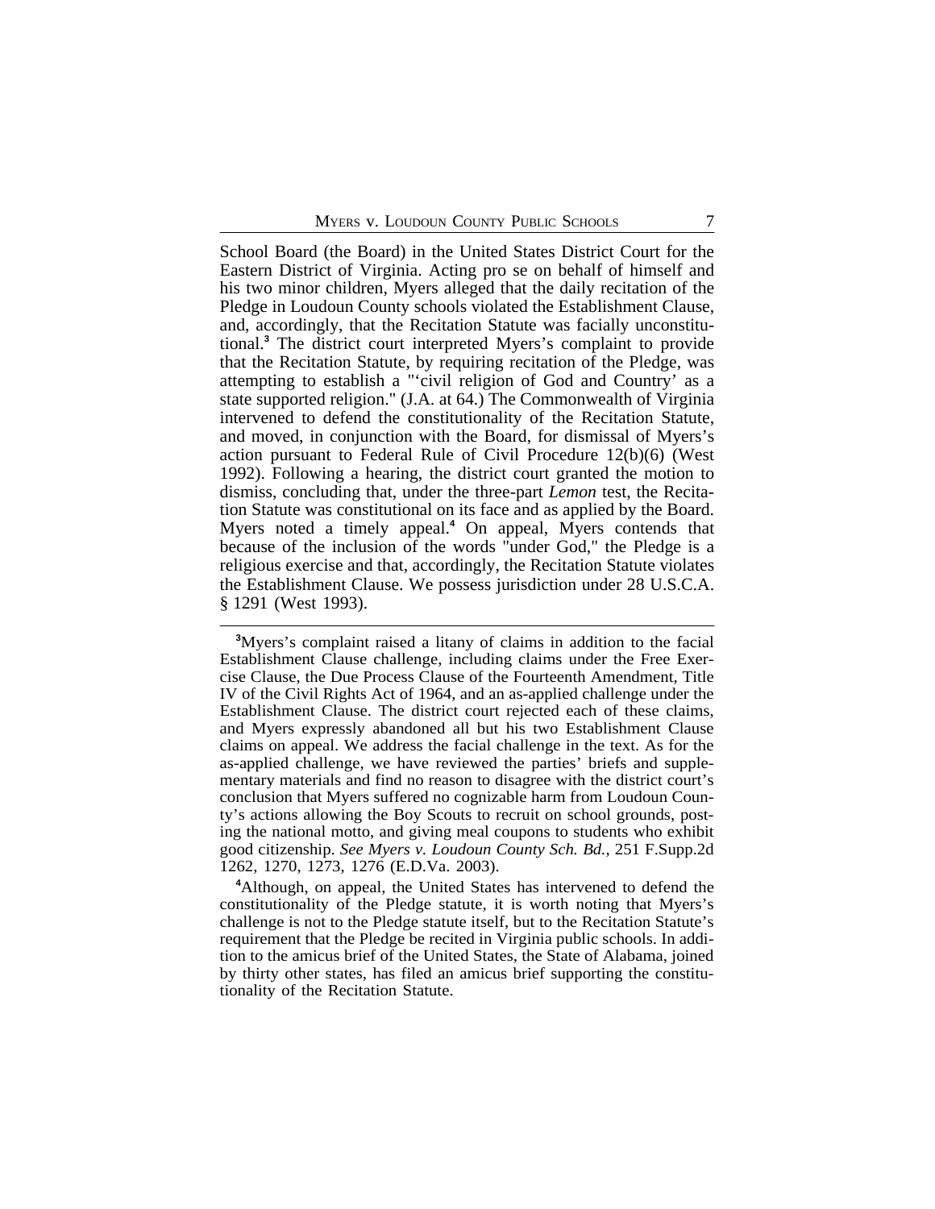School Board (the Board) in the United States District Court for the Eastern District of Virginia. Acting pro se on behalf of himself and his two minor children, Myers alleged that the daily recitation of the Pledge in Loudoun County schools violated the Establishment Clause, and, accordingly, that the Recitation Statute was facially unconstitutional.[3] The district court interpreted Myers's complaint to provide that the Recitation Statute, by requiring recitation of the Pledge, was attempting to establish a "'civil religion of God and Country' as a state supported religion." (J.A. at 64.) The Commonwealth of Virginia intervened to defend the constitutionality of the Recitation Statute, and moved, in conjunction with the Board, for dismissal of Myers's action pursuant to Federal Rule of Civil Procedure 12(b)(6) (West 1992). Following a hearing, the district court granted the motion to dismiss, concluding that, under the three-part *Lemon* test, the Recitation Statute was constitutional on its face and as applied by the Board. Myers noted a timely appeal.[4] On appeal, Myers contends that because of the inclusion of the words "under God," the Pledge is a religious exercise and that, accordingly, the Recitation Statute violates the Establishment Clause. We possess jurisdiction under 28 U.S.C.A. § 1291 (West 1993).

---

[3]Myers's complaint raised a litany of claims in addition to the facial Establishment Clause challenge, including claims under the Free Exercise Clause, the Due Process Clause of the Fourteenth Amendment, Title IV of the Civil Rights Act of 1964, and an as-applied challenge under the Establishment Clause. The district court rejected each of these claims, and Myers expressly abandoned all but his two Establishment Clause claims on appeal. We address the facial challenge in the text. As for the as-applied challenge, we have reviewed the parties' briefs and supplementary materials and find no reason to disagree with the district court's conclusion that Myers suffered no cognizable harm from Loudoun County's actions allowing the Boy Scouts to recruit on school grounds, posting the national motto, and giving meal coupons to students who exhibit good citizenship. *See Myers v. Loudoun County Sch. Bd.*, 251 F.Supp.2d 1262, 1270, 1273, 1276 (E.D.Va. 2003).

[4]Although, on appeal, the United States has intervened to defend the constitutionality of the Pledge statute, it is worth noting that Myers's challenge is not to the Pledge statute itself, but to the Recitation Statute's requirement that the Pledge be recited in Virginia public schools. In addition to the amicus brief of the United States, the State of Alabama, joined by thirty other states, has filed an amicus brief supporting the constitutionality of the Recitation Statute.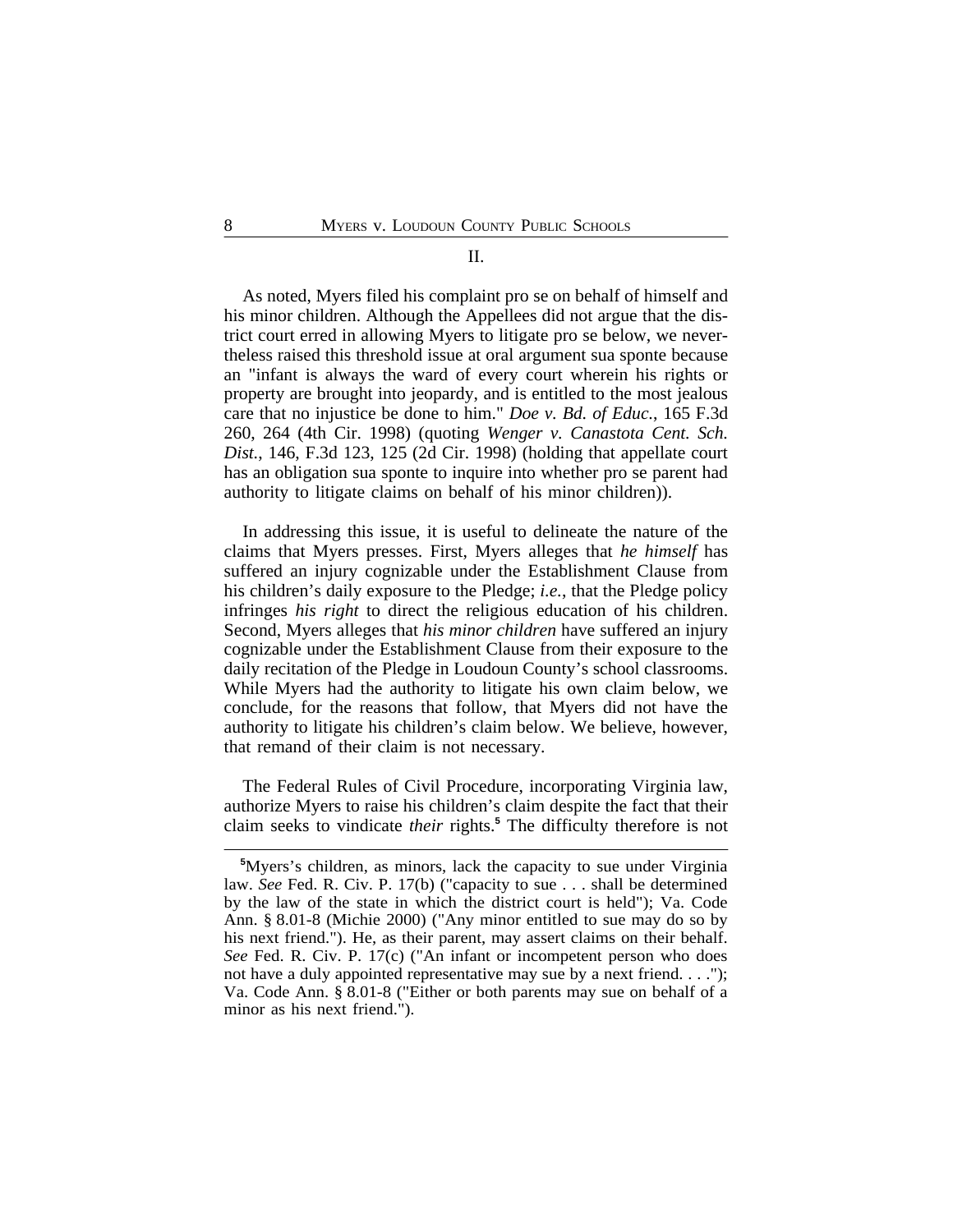## II.

As noted, Myers filed his complaint pro se on behalf of himself and his minor children. Although the Appellees did not argue that the district court erred in allowing Myers to litigate pro se below, we nevertheless raised this threshold issue at oral argument sua sponte because an "infant is always the ward of every court wherein his rights or property are brought into jeopardy, and is entitled to the most jealous care that no injustice be done to him." *Doe v. Bd. of Educ.*, 165 F.3d 260, 264 (4th Cir. 1998) (quoting *Wenger v. Canastota Cent. Sch. Dist.*, 146, F.3d 123, 125 (2d Cir. 1998) (holding that appellate court has an obligation sua sponte to inquire into whether pro se parent had authority to litigate claims on behalf of his minor children)).

In addressing this issue, it is useful to delineate the nature of the claims that Myers presses. First, Myers alleges that *he himself* has suffered an injury cognizable under the Establishment Clause from his children's daily exposure to the Pledge; *i.e.*, that the Pledge policy infringes *his right* to direct the religious education of his children. Second, Myers alleges that *his minor children* have suffered an injury cognizable under the Establishment Clause from their exposure to the daily recitation of the Pledge in Loudoun County's school classrooms. While Myers had the authority to litigate his own claim below, we conclude, for the reasons that follow, that Myers did not have the authority to litigate his children's claim below. We believe, however, that remand of their claim is not necessary.

The Federal Rules of Civil Procedure, incorporating Virginia law, authorize Myers to raise his children's claim despite the fact that their claim seeks to vindicate *their* rights.[5] The difficulty therefore is not

---

[5]Myers's children, as minors, lack the capacity to sue under Virginia law. *See* Fed. R. Civ. P. 17(b) ("capacity to sue . . . shall be determined by the law of the state in which the district court is held"); Va. Code Ann. § 8.01-8 (Michie 2000) ("Any minor entitled to sue may do so by his next friend."). He, as their parent, may assert claims on their behalf. *See* Fed. R. Civ. P. 17(c) ("An infant or incompetent person who does not have a duly appointed representative may sue by a next friend. . . ."); Va. Code Ann. § 8.01-8 ("Either or both parents may sue on behalf of a minor as his next friend.").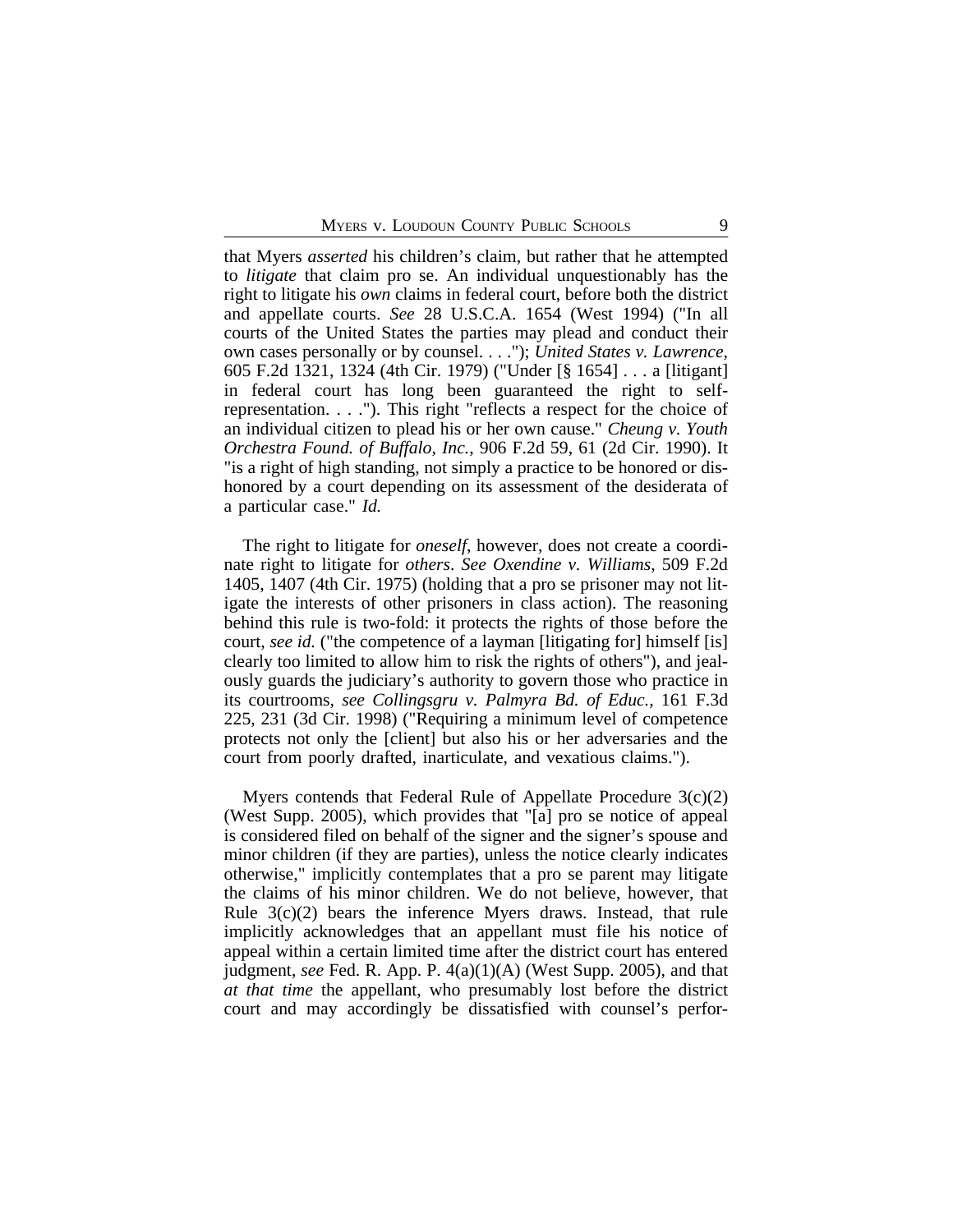that Myers *asserted* his children's claim, but rather that he attempted to *litigate* that claim pro se. An individual unquestionably has the right to litigate his *own* claims in federal court, before both the district and appellate courts. *See* 28 U.S.C.A. 1654 (West 1994) ("In all courts of the United States the parties may plead and conduct their own cases personally or by counsel. . . ."); *United States v. Lawrence*, 605 F.2d 1321, 1324 (4th Cir. 1979) ("Under [§ 1654] . . . a [litigant] in federal court has long been guaranteed the right to self-representation. . . ."). This right "reflects a respect for the choice of an individual citizen to plead his or her own cause." *Cheung v. Youth Orchestra Found. of Buffalo, Inc.*, 906 F.2d 59, 61 (2d Cir. 1990). It "is a right of high standing, not simply a practice to be honored or dishonored by a court depending on its assessment of the desiderata of a particular case." *Id.*

The right to litigate for *oneself*, however, does not create a coordinate right to litigate for *others*. *See Oxendine v. Williams*, 509 F.2d 1405, 1407 (4th Cir. 1975) (holding that a pro se prisoner may not litigate the interests of other prisoners in class action). The reasoning behind this rule is two-fold: it protects the rights of those before the court, *see id.* ("the competence of a layman [litigating for] himself [is] clearly too limited to allow him to risk the rights of others"), and jealously guards the judiciary's authority to govern those who practice in its courtrooms, *see Collingsgru v. Palmyra Bd. of Educ.*, 161 F.3d 225, 231 (3d Cir. 1998) ("Requiring a minimum level of competence protects not only the [client] but also his or her adversaries and the court from poorly drafted, inarticulate, and vexatious claims.").

Myers contends that Federal Rule of Appellate Procedure 3(c)(2) (West Supp. 2005), which provides that "[a] pro se notice of appeal is considered filed on behalf of the signer and the signer's spouse and minor children (if they are parties), unless the notice clearly indicates otherwise," implicitly contemplates that a pro se parent may litigate the claims of his minor children. We do not believe, however, that Rule 3(c)(2) bears the inference Myers draws. Instead, that rule implicitly acknowledges that an appellant must file his notice of appeal within a certain limited time after the district court has entered judgment, *see* Fed. R. App. P. 4(a)(1)(A) (West Supp. 2005), and that *at that time* the appellant, who presumably lost before the district court and may accordingly be dissatisfied with counsel's perfor-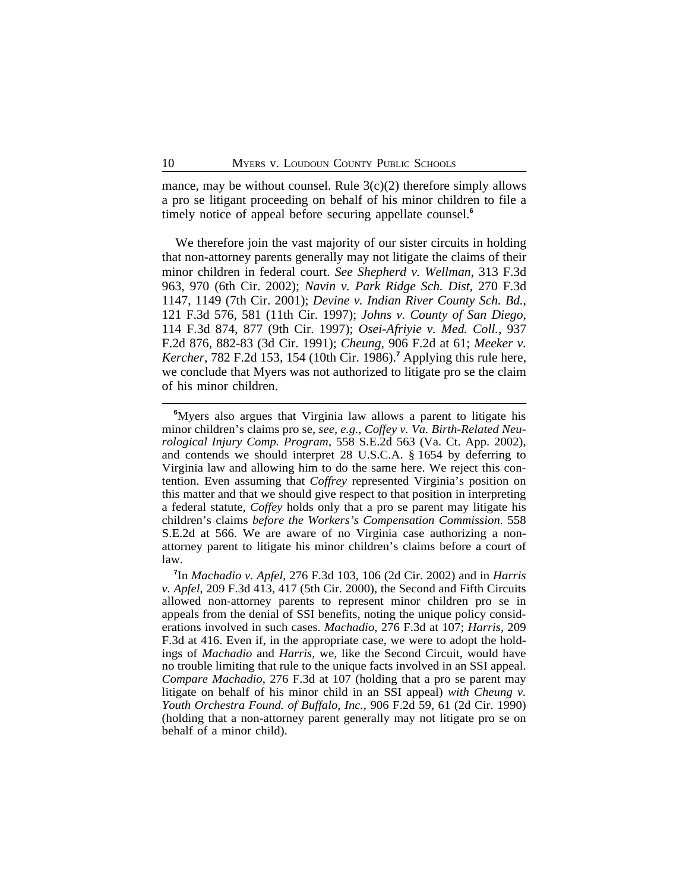mance, may be without counsel. Rule 3(c)(2) therefore simply allows a pro se litigant proceeding on behalf of his minor children to file a timely notice of appeal before securing appellate counsel.[6]

We therefore join the vast majority of our sister circuits in holding that non-attorney parents generally may not litigate the claims of their minor children in federal court. *See Shepherd v. Wellman*, 313 F.3d 963, 970 (6th Cir. 2002); *Navin v. Park Ridge Sch. Dist*, 270 F.3d 1147, 1149 (7th Cir. 2001); *Devine v. Indian River County Sch. Bd.*, 121 F.3d 576, 581 (11th Cir. 1997); *Johns v. County of San Diego*, 114 F.3d 874, 877 (9th Cir. 1997); *Osei-Afriyie v. Med. Coll.*, 937 F.2d 876, 882-83 (3d Cir. 1991); *Cheung*, 906 F.2d at 61; *Meeker v. Kercher*, 782 F.2d 153, 154 (10th Cir. 1986).[7] Applying this rule here, we conclude that Myers was not authorized to litigate pro se the claim of his minor children.

---

[6]Myers also argues that Virginia law allows a parent to litigate his minor children's claims pro se, *see, e.g.*, *Coffey v. Va. Birth-Related Neurological Injury Comp. Program*, 558 S.E.2d 563 (Va. Ct. App. 2002), and contends we should interpret 28 U.S.C.A. § 1654 by deferring to Virginia law and allowing him to do the same here. We reject this contention. Even assuming that *Coffrey* represented Virginia's position on this matter and that we should give respect to that position in interpreting a federal statute, *Coffey* holds only that a pro se parent may litigate his children's claims *before the Workers's Compensation Commission*. 558 S.E.2d at 566. We are aware of no Virginia case authorizing a non-attorney parent to litigate his minor children's claims before a court of law.

[7]In *Machadio v. Apfel*, 276 F.3d 103, 106 (2d Cir. 2002) and in *Harris v. Apfel*, 209 F.3d 413, 417 (5th Cir. 2000), the Second and Fifth Circuits allowed non-attorney parents to represent minor children pro se in appeals from the denial of SSI benefits, noting the unique policy considerations involved in such cases. *Machadio*, 276 F.3d at 107; *Harris*, 209 F.3d at 416. Even if, in the appropriate case, we were to adopt the holdings of *Machadio* and *Harris*, we, like the Second Circuit, would have no trouble limiting that rule to the unique facts involved in an SSI appeal. *Compare Machadio*, 276 F.3d at 107 (holding that a pro se parent may litigate on behalf of his minor child in an SSI appeal) *with Cheung v. Youth Orchestra Found. of Buffalo, Inc.*, 906 F.2d 59, 61 (2d Cir. 1990) (holding that a non-attorney parent generally may not litigate pro se on behalf of a minor child).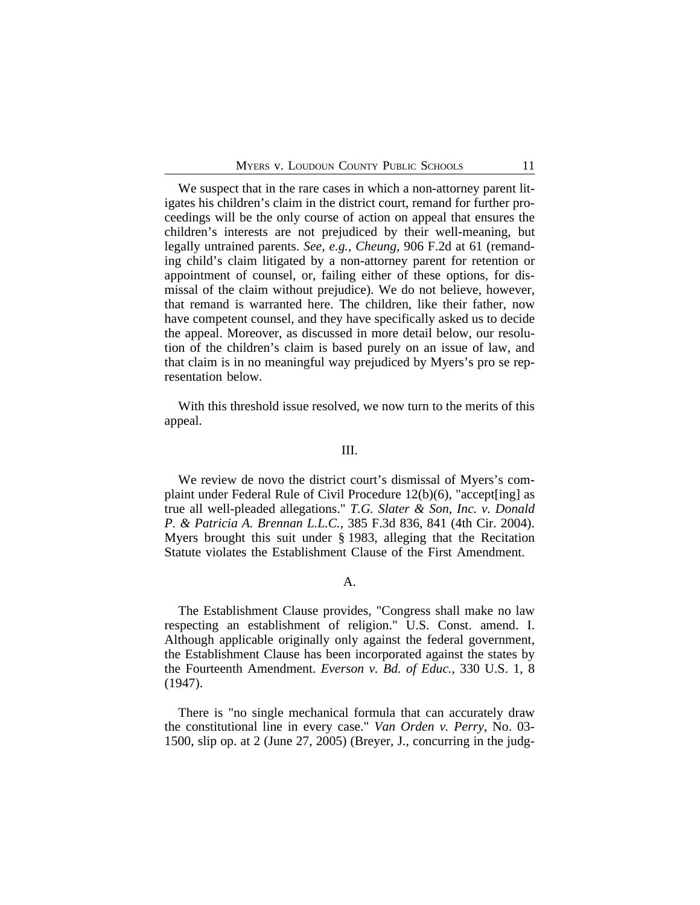We suspect that in the rare cases in which a non-attorney parent litigates his children's claim in the district court, remand for further proceedings will be the only course of action on appeal that ensures the children's interests are not prejudiced by their well-meaning, but legally untrained parents. *See, e.g.*, *Cheung*, 906 F.2d at 61 (remanding child's claim litigated by a non-attorney parent for retention or appointment of counsel, or, failing either of these options, for dismissal of the claim without prejudice). We do not believe, however, that remand is warranted here. The children, like their father, now have competent counsel, and they have specifically asked us to decide the appeal. Moreover, as discussed in more detail below, our resolution of the children's claim is based purely on an issue of law, and that claim is in no meaningful way prejudiced by Myers's pro se representation below.

With this threshold issue resolved, we now turn to the merits of this appeal.

## III.

We review de novo the district court's dismissal of Myers's complaint under Federal Rule of Civil Procedure 12(b)(6), "accept[ing] as true all well-pleaded allegations." *T.G. Slater & Son, Inc. v. Donald P. & Patricia A. Brennan L.L.C.*, 385 F.3d 836, 841 (4th Cir. 2004). Myers brought this suit under § 1983, alleging that the Recitation Statute violates the Establishment Clause of the First Amendment.

### A.

The Establishment Clause provides, "Congress shall make no law respecting an establishment of religion." U.S. Const. amend. I. Although applicable originally only against the federal government, the Establishment Clause has been incorporated against the states by the Fourteenth Amendment. *Everson v. Bd. of Educ.*, 330 U.S. 1, 8 (1947).

There is "no single mechanical formula that can accurately draw the constitutional line in every case." *Van Orden v. Perry*, No. 03-1500, slip op. at 2 (June 27, 2005) (Breyer, J., concurring in the judg-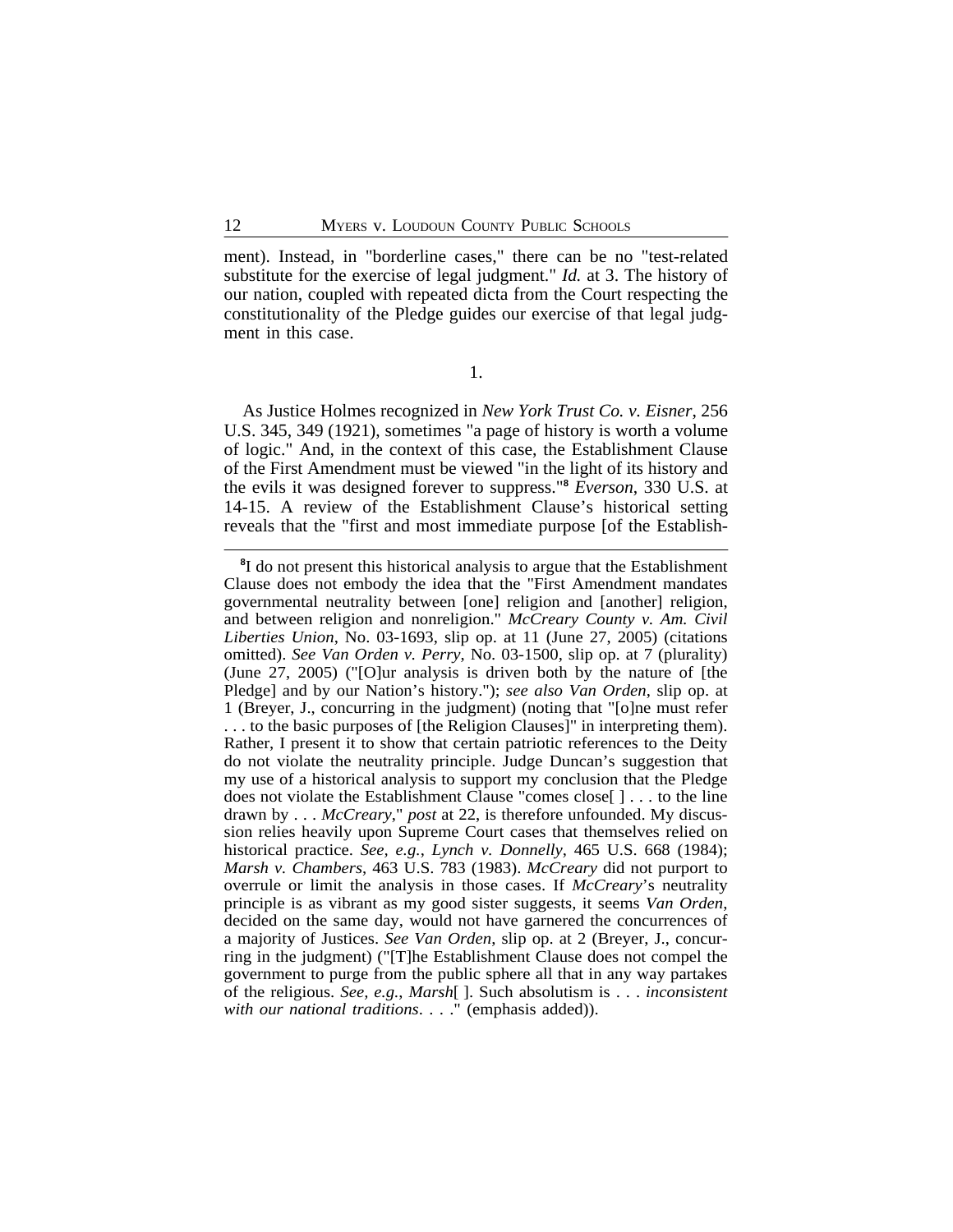ment). Instead, in "borderline cases," there can be no "test-related substitute for the exercise of legal judgment." *Id.* at 3. The history of our nation, coupled with repeated dicta from the Court respecting the constitutionality of the Pledge guides our exercise of that legal judgment in this case.

1.

As Justice Holmes recognized in *New York Trust Co. v. Eisner*, 256 U.S. 345, 349 (1921), sometimes "a page of history is worth a volume of logic." And, in the context of this case, the Establishment Clause of the First Amendment must be viewed "in the light of its history and the evils it was designed forever to suppress."[8] *Everson*, 330 U.S. at 14-15. A review of the Establishment Clause's historical setting reveals that the "first and most immediate purpose [of the Establish-

---

[8]I do not present this historical analysis to argue that the Establishment Clause does not embody the idea that the "First Amendment mandates governmental neutrality between [one] religion and [another] religion, and between religion and nonreligion." *McCreary County v. Am. Civil Liberties Union*, No. 03-1693, slip op. at 11 (June 27, 2005) (citations omitted). *See Van Orden v. Perry*, No. 03-1500, slip op. at 7 (plurality) (June 27, 2005) ("[O]ur analysis is driven both by the nature of [the Pledge] and by our Nation's history."); *see also Van Orden*, slip op. at 1 (Breyer, J., concurring in the judgment) (noting that "[o]ne must refer . . . to the basic purposes of [the Religion Clauses]" in interpreting them). Rather, I present it to show that certain patriotic references to the Deity do not violate the neutrality principle. Judge Duncan's suggestion that my use of a historical analysis to support my conclusion that the Pledge does not violate the Establishment Clause "comes close[ ] . . . to the line drawn by . . . *McCreary*," *post* at 22, is therefore unfounded. My discussion relies heavily upon Supreme Court cases that themselves relied on historical practice. *See, e.g.*, *Lynch v. Donnelly*, 465 U.S. 668 (1984); *Marsh v. Chambers*, 463 U.S. 783 (1983). *McCreary* did not purport to overrule or limit the analysis in those cases. If *McCreary*'s neutrality principle is as vibrant as my good sister suggests, it seems *Van Orden*, decided on the same day, would not have garnered the concurrences of a majority of Justices. *See Van Orden*, slip op. at 2 (Breyer, J., concurring in the judgment) ("[T]he Establishment Clause does not compel the government to purge from the public sphere all that in any way partakes of the religious. *See, e.g.*, *Marsh*[ ]. Such absolutism is . . . *inconsistent with our national traditions*. . . ." (emphasis added)).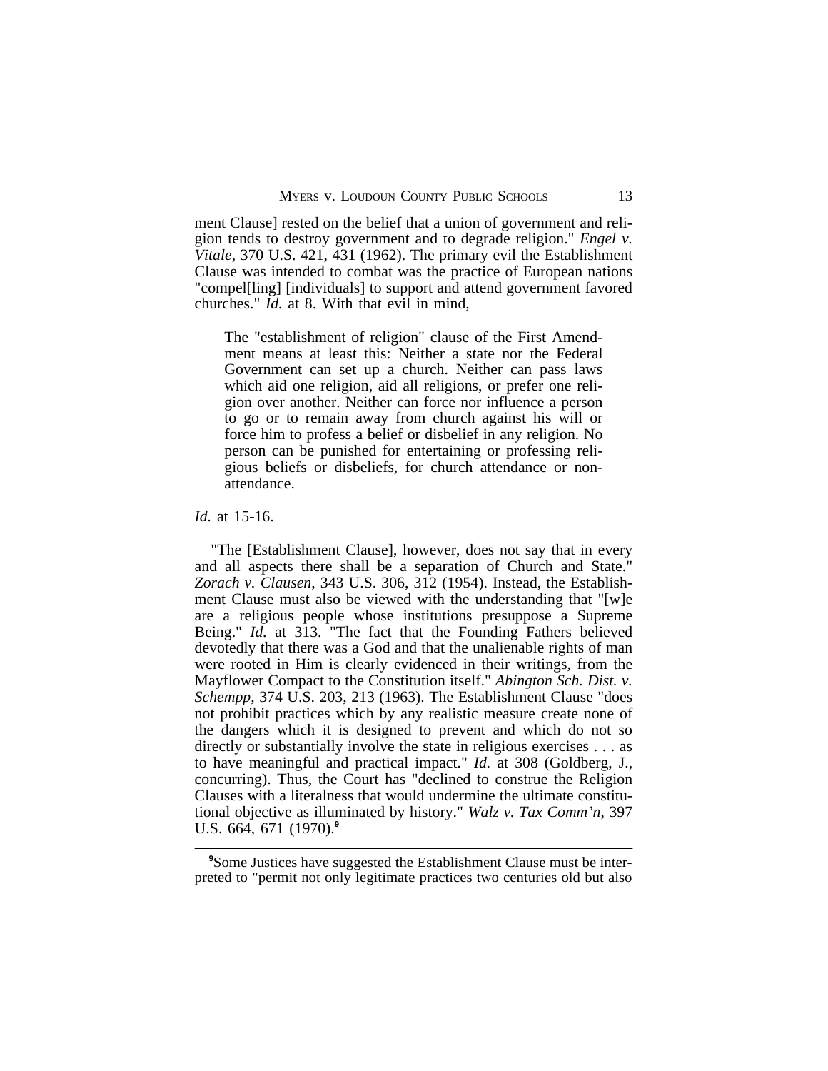ment Clause] rested on the belief that a union of government and religion tends to destroy government and to degrade religion." *Engel v. Vitale*, 370 U.S. 421, 431 (1962). The primary evil the Establishment Clause was intended to combat was the practice of European nations "compel[ling] [individuals] to support and attend government favored churches." *Id.* at 8. With that evil in mind,

> The "establishment of religion" clause of the First Amendment means at least this: Neither a state nor the Federal Government can set up a church. Neither can pass laws which aid one religion, aid all religions, or prefer one religion over another. Neither can force nor influence a person to go or to remain away from church against his will or force him to profess a belief or disbelief in any religion. No person can be punished for entertaining or professing religious beliefs or disbeliefs, for church attendance or non-attendance.

*Id.* at 15-16.

"The [Establishment Clause], however, does not say that in every and all aspects there shall be a separation of Church and State." *Zorach v. Clausen*, 343 U.S. 306, 312 (1954). Instead, the Establishment Clause must also be viewed with the understanding that "[w]e are a religious people whose institutions presuppose a Supreme Being." *Id.* at 313. "The fact that the Founding Fathers believed devotedly that there was a God and that the unalienable rights of man were rooted in Him is clearly evidenced in their writings, from the Mayflower Compact to the Constitution itself." *Abington Sch. Dist. v. Schempp*, 374 U.S. 203, 213 (1963). The Establishment Clause "does not prohibit practices which by any realistic measure create none of the dangers which it is designed to prevent and which do not so directly or substantially involve the state in religious exercises . . . as to have meaningful and practical impact." *Id.* at 308 (Goldberg, J., concurring). Thus, the Court has "declined to construe the Religion Clauses with a literalness that would undermine the ultimate constitutional objective as illuminated by history." *Walz v. Tax Comm'n*, 397 U.S. 664, 671 (1970).[9]

[9]Some Justices have suggested the Establishment Clause must be interpreted to "permit not only legitimate practices two centuries old but also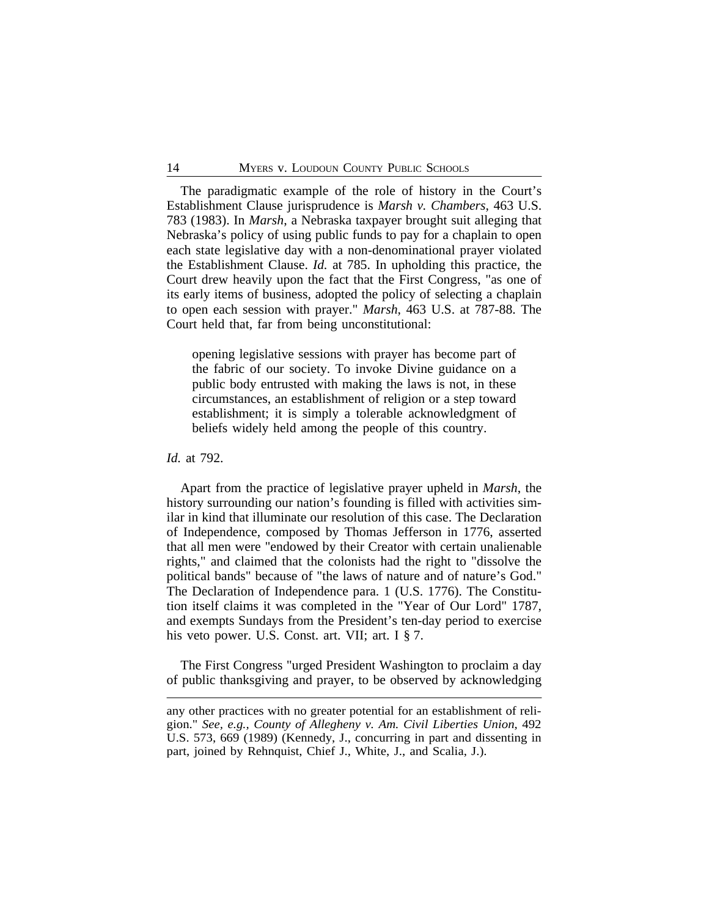The paradigmatic example of the role of history in the Court's Establishment Clause jurisprudence is *Marsh v. Chambers*, 463 U.S. 783 (1983). In *Marsh*, a Nebraska taxpayer brought suit alleging that Nebraska's policy of using public funds to pay for a chaplain to open each state legislative day with a non-denominational prayer violated the Establishment Clause. *Id.* at 785. In upholding this practice, the Court drew heavily upon the fact that the First Congress, "as one of its early items of business, adopted the policy of selecting a chaplain to open each session with prayer." *Marsh*, 463 U.S. at 787-88. The Court held that, far from being unconstitutional:

> opening legislative sessions with prayer has become part of the fabric of our society. To invoke Divine guidance on a public body entrusted with making the laws is not, in these circumstances, an establishment of religion or a step toward establishment; it is simply a tolerable acknowledgment of beliefs widely held among the people of this country.

*Id.* at 792.

Apart from the practice of legislative prayer upheld in *Marsh*, the history surrounding our nation's founding is filled with activities similar in kind that illuminate our resolution of this case. The Declaration of Independence, composed by Thomas Jefferson in 1776, asserted that all men were "endowed by their Creator with certain unalienable rights," and claimed that the colonists had the right to "dissolve the political bands" because of "the laws of nature and of nature's God." The Declaration of Independence para. 1 (U.S. 1776). The Constitution itself claims it was completed in the "Year of Our Lord" 1787, and exempts Sundays from the President's ten-day period to exercise his veto power. U.S. Const. art. VII; art. I § 7.

The First Congress "urged President Washington to proclaim a day of public thanksgiving and prayer, to be observed by acknowledging

---

any other practices with no greater potential for an establishment of religion." *See, e.g., County of Allegheny v. Am. Civil Liberties Union*, 492 U.S. 573, 669 (1989) (Kennedy, J., concurring in part and dissenting in part, joined by Rehnquist, Chief J., White, J., and Scalia, J.).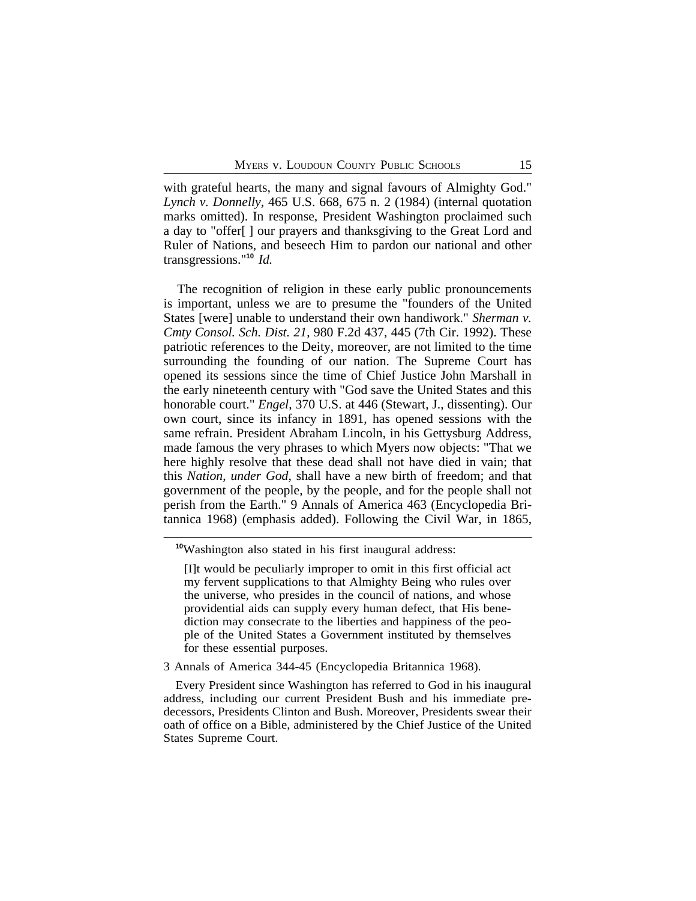with grateful hearts, the many and signal favours of Almighty God." *Lynch v. Donnelly*, 465 U.S. 668, 675 n. 2 (1984) (internal quotation marks omitted). In response, President Washington proclaimed such a day to "offer[ ] our prayers and thanksgiving to the Great Lord and Ruler of Nations, and beseech Him to pardon our national and other transgressions."[10] *Id.*

The recognition of religion in these early public pronouncements is important, unless we are to presume the "founders of the United States [were] unable to understand their own handiwork." *Sherman v. Cmty Consol. Sch. Dist. 21*, 980 F.2d 437, 445 (7th Cir. 1992). These patriotic references to the Deity, moreover, are not limited to the time surrounding the founding of our nation. The Supreme Court has opened its sessions since the time of Chief Justice John Marshall in the early nineteenth century with "God save the United States and this honorable court." *Engel*, 370 U.S. at 446 (Stewart, J., dissenting). Our own court, since its infancy in 1891, has opened sessions with the same refrain. President Abraham Lincoln, in his Gettysburg Address, made famous the very phrases to which Myers now objects: "That we here highly resolve that these dead shall not have died in vain; that this *Nation*, *under God*, shall have a new birth of freedom; and that government of the people, by the people, and for the people shall not perish from the Earth." 9 Annals of America 463 (Encyclopedia Britannica 1968) (emphasis added). Following the Civil War, in 1865,

---

[10]Washington also stated in his first inaugural address:

> [I]t would be peculiarly improper to omit in this first official act my fervent supplications to that Almighty Being who rules over the universe, who presides in the council of nations, and whose providential aids can supply every human defect, that His benediction may consecrate to the liberties and happiness of the people of the United States a Government instituted by themselves for these essential purposes.

3 Annals of America 344-45 (Encyclopedia Britannica 1968).

Every President since Washington has referred to God in his inaugural address, including our current President Bush and his immediate predecessors, Presidents Clinton and Bush. Moreover, Presidents swear their oath of office on a Bible, administered by the Chief Justice of the United States Supreme Court.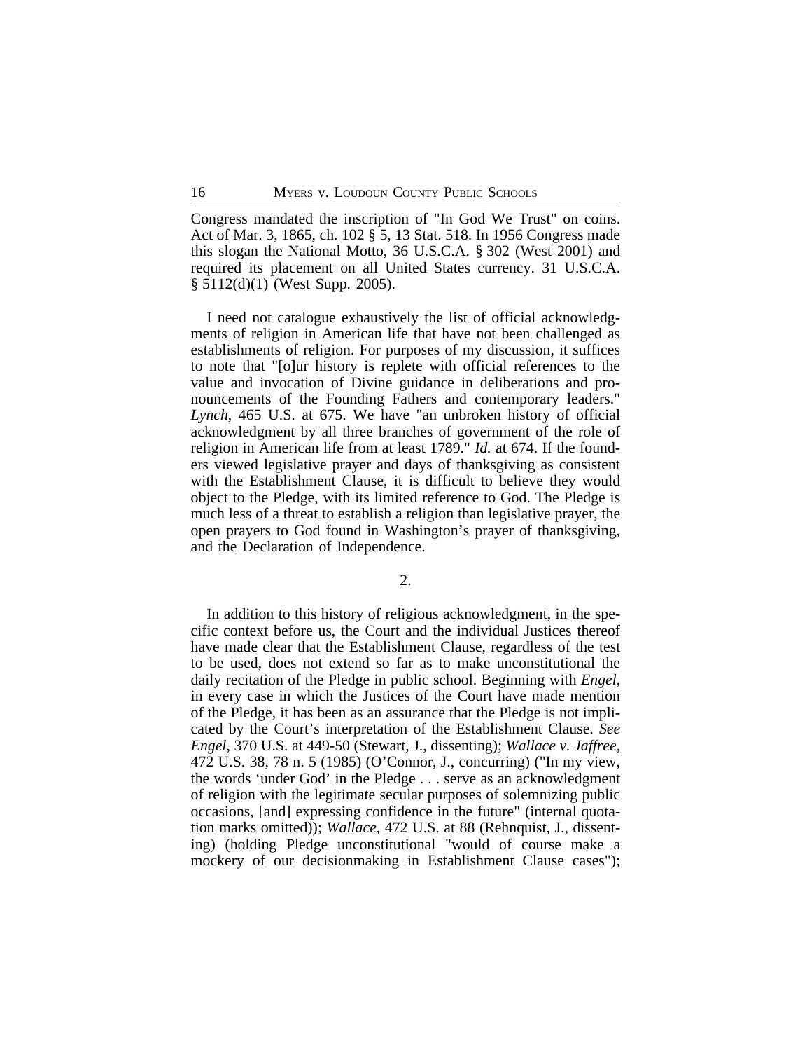Congress mandated the inscription of "In God We Trust" on coins. Act of Mar. 3, 1865, ch. 102 § 5, 13 Stat. 518. In 1956 Congress made this slogan the National Motto, 36 U.S.C.A. § 302 (West 2001) and required its placement on all United States currency. 31 U.S.C.A. § 5112(d)(1) (West Supp. 2005).

I need not catalogue exhaustively the list of official acknowledgments of religion in American life that have not been challenged as establishments of religion. For purposes of my discussion, it suffices to note that "[o]ur history is replete with official references to the value and invocation of Divine guidance in deliberations and pronouncements of the Founding Fathers and contemporary leaders." *Lynch*, 465 U.S. at 675. We have "an unbroken history of official acknowledgment by all three branches of government of the role of religion in American life from at least 1789." *Id.* at 674. If the founders viewed legislative prayer and days of thanksgiving as consistent with the Establishment Clause, it is difficult to believe they would object to the Pledge, with its limited reference to God. The Pledge is much less of a threat to establish a religion than legislative prayer, the open prayers to God found in Washington's prayer of thanksgiving, and the Declaration of Independence.

2.

In addition to this history of religious acknowledgment, in the specific context before us, the Court and the individual Justices thereof have made clear that the Establishment Clause, regardless of the test to be used, does not extend so far as to make unconstitutional the daily recitation of the Pledge in public school. Beginning with *Engel*, in every case in which the Justices of the Court have made mention of the Pledge, it has been as an assurance that the Pledge is not implicated by the Court's interpretation of the Establishment Clause. *See Engel*, 370 U.S. at 449-50 (Stewart, J., dissenting); *Wallace v. Jaffree*, 472 U.S. 38, 78 n. 5 (1985) (O'Connor, J., concurring) ("In my view, the words 'under God' in the Pledge . . . serve as an acknowledgment of religion with the legitimate secular purposes of solemnizing public occasions, [and] expressing confidence in the future" (internal quotation marks omitted)); *Wallace*, 472 U.S. at 88 (Rehnquist, J., dissenting) (holding Pledge unconstitutional "would of course make a mockery of our decisionmaking in Establishment Clause cases");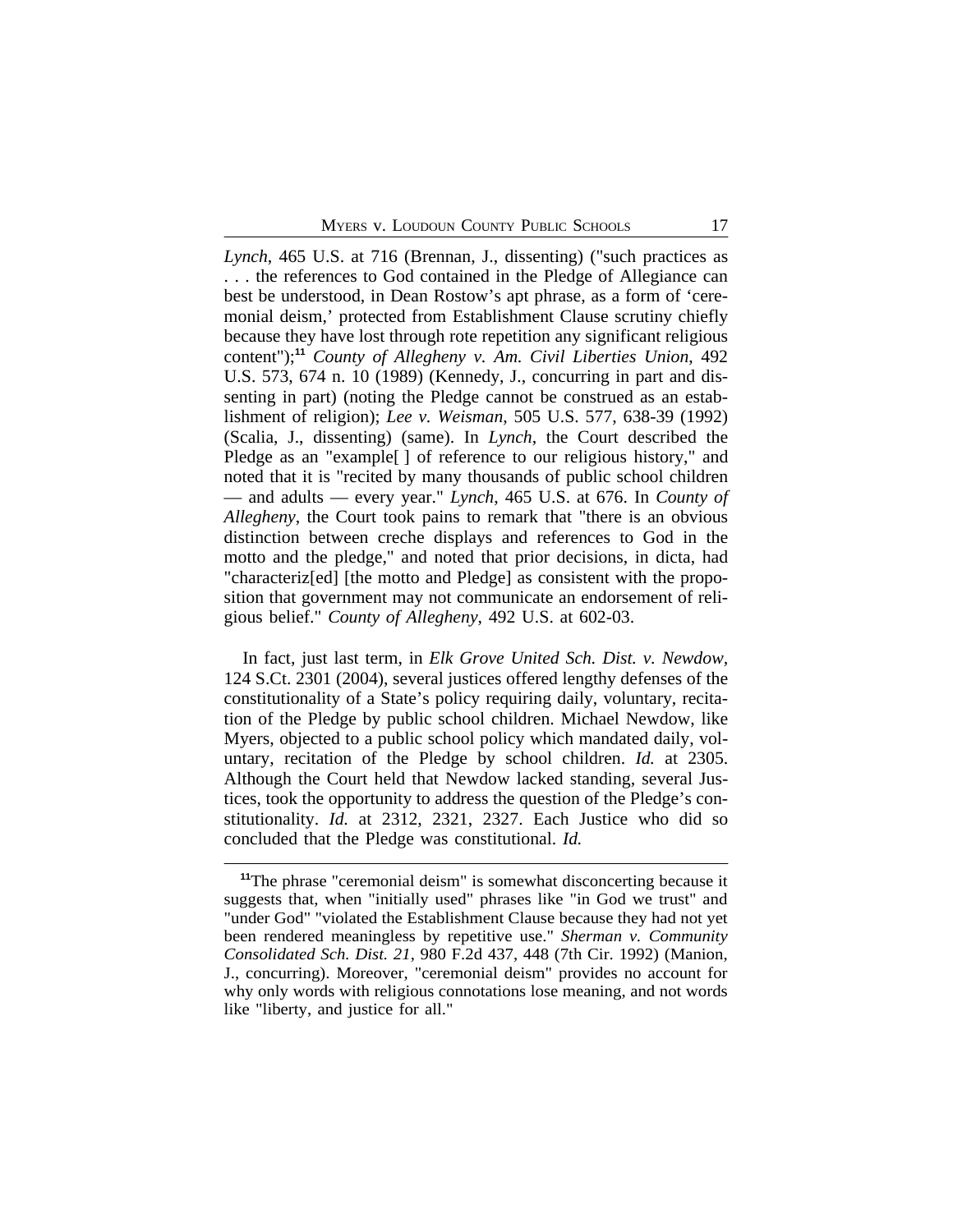*Lynch*, 465 U.S. at 716 (Brennan, J., dissenting) ("such practices as . . . the references to God contained in the Pledge of Allegiance can best be understood, in Dean Rostow's apt phrase, as a form of 'ceremonial deism,' protected from Establishment Clause scrutiny chiefly because they have lost through rote repetition any significant religious content");[11] *County of Allegheny v. Am. Civil Liberties Union*, 492 U.S. 573, 674 n. 10 (1989) (Kennedy, J., concurring in part and dissenting in part) (noting the Pledge cannot be construed as an establishment of religion); *Lee v. Weisman*, 505 U.S. 577, 638-39 (1992) (Scalia, J., dissenting) (same). In *Lynch*, the Court described the Pledge as an "example[ ] of reference to our religious history," and noted that it is "recited by many thousands of public school children — and adults — every year." *Lynch*, 465 U.S. at 676. In *County of Allegheny*, the Court took pains to remark that "there is an obvious distinction between creche displays and references to God in the motto and the pledge," and noted that prior decisions, in dicta, had "characteriz[ed] [the motto and Pledge] as consistent with the proposition that government may not communicate an endorsement of religious belief." *County of Allegheny*, 492 U.S. at 602-03.

In fact, just last term, in *Elk Grove United Sch. Dist. v. Newdow*, 124 S.Ct. 2301 (2004), several justices offered lengthy defenses of the constitutionality of a State's policy requiring daily, voluntary, recitation of the Pledge by public school children. Michael Newdow, like Myers, objected to a public school policy which mandated daily, voluntary, recitation of the Pledge by school children. *Id.* at 2305. Although the Court held that Newdow lacked standing, several Justices, took the opportunity to address the question of the Pledge's constitutionality. *Id.* at 2312, 2321, 2327. Each Justice who did so concluded that the Pledge was constitutional. *Id.*

[11]The phrase "ceremonial deism" is somewhat disconcerting because it suggests that, when "initially used" phrases like "in God we trust" and "under God" "violated the Establishment Clause because they had not yet been rendered meaningless by repetitive use." *Sherman v. Community Consolidated Sch. Dist. 21*, 980 F.2d 437, 448 (7th Cir. 1992) (Manion, J., concurring). Moreover, "ceremonial deism" provides no account for why only words with religious connotations lose meaning, and not words like "liberty, and justice for all."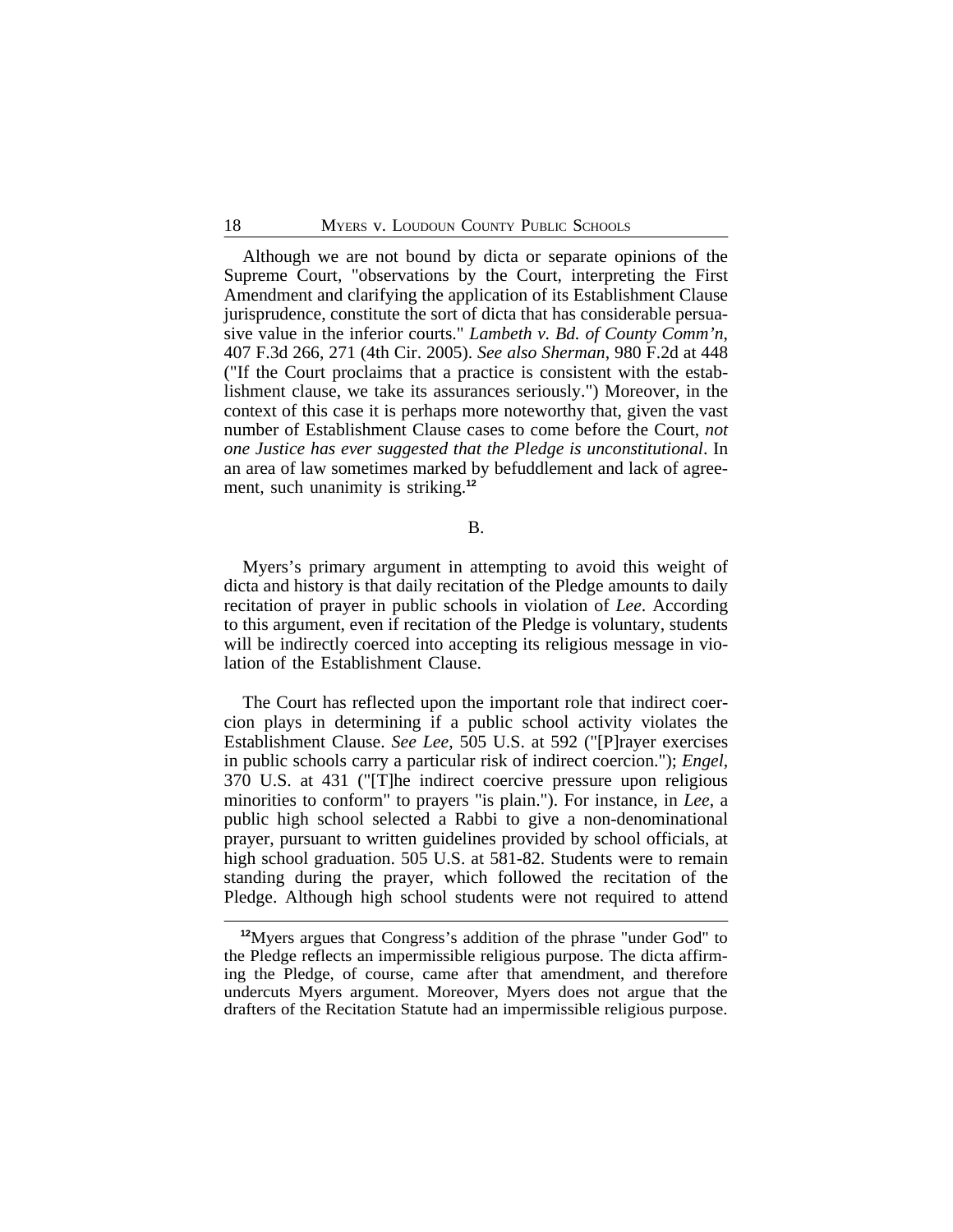Although we are not bound by dicta or separate opinions of the Supreme Court, "observations by the Court, interpreting the First Amendment and clarifying the application of its Establishment Clause jurisprudence, constitute the sort of dicta that has considerable persuasive value in the inferior courts." *Lambeth v. Bd. of County Comm'n*, 407 F.3d 266, 271 (4th Cir. 2005). *See also Sherman*, 980 F.2d at 448 ("If the Court proclaims that a practice is consistent with the establishment clause, we take its assurances seriously.") Moreover, in the context of this case it is perhaps more noteworthy that, given the vast number of Establishment Clause cases to come before the Court, *not one Justice has ever suggested that the Pledge is unconstitutional*. In an area of law sometimes marked by befuddlement and lack of agreement, such unanimity is striking.[12]

B.

Myers's primary argument in attempting to avoid this weight of dicta and history is that daily recitation of the Pledge amounts to daily recitation of prayer in public schools in violation of *Lee*. According to this argument, even if recitation of the Pledge is voluntary, students will be indirectly coerced into accepting its religious message in violation of the Establishment Clause.

The Court has reflected upon the important role that indirect coercion plays in determining if a public school activity violates the Establishment Clause. *See Lee*, 505 U.S. at 592 ("[P]rayer exercises in public schools carry a particular risk of indirect coercion."); *Engel*, 370 U.S. at 431 ("[T]he indirect coercive pressure upon religious minorities to conform" to prayers "is plain."). For instance, in *Lee*, a public high school selected a Rabbi to give a non-denominational prayer, pursuant to written guidelines provided by school officials, at high school graduation. 505 U.S. at 581-82. Students were to remain standing during the prayer, which followed the recitation of the Pledge. Although high school students were not required to attend

[12]Myers argues that Congress's addition of the phrase "under God" to the Pledge reflects an impermissible religious purpose. The dicta affirming the Pledge, of course, came after that amendment, and therefore undercuts Myers argument. Moreover, Myers does not argue that the drafters of the Recitation Statute had an impermissible religious purpose.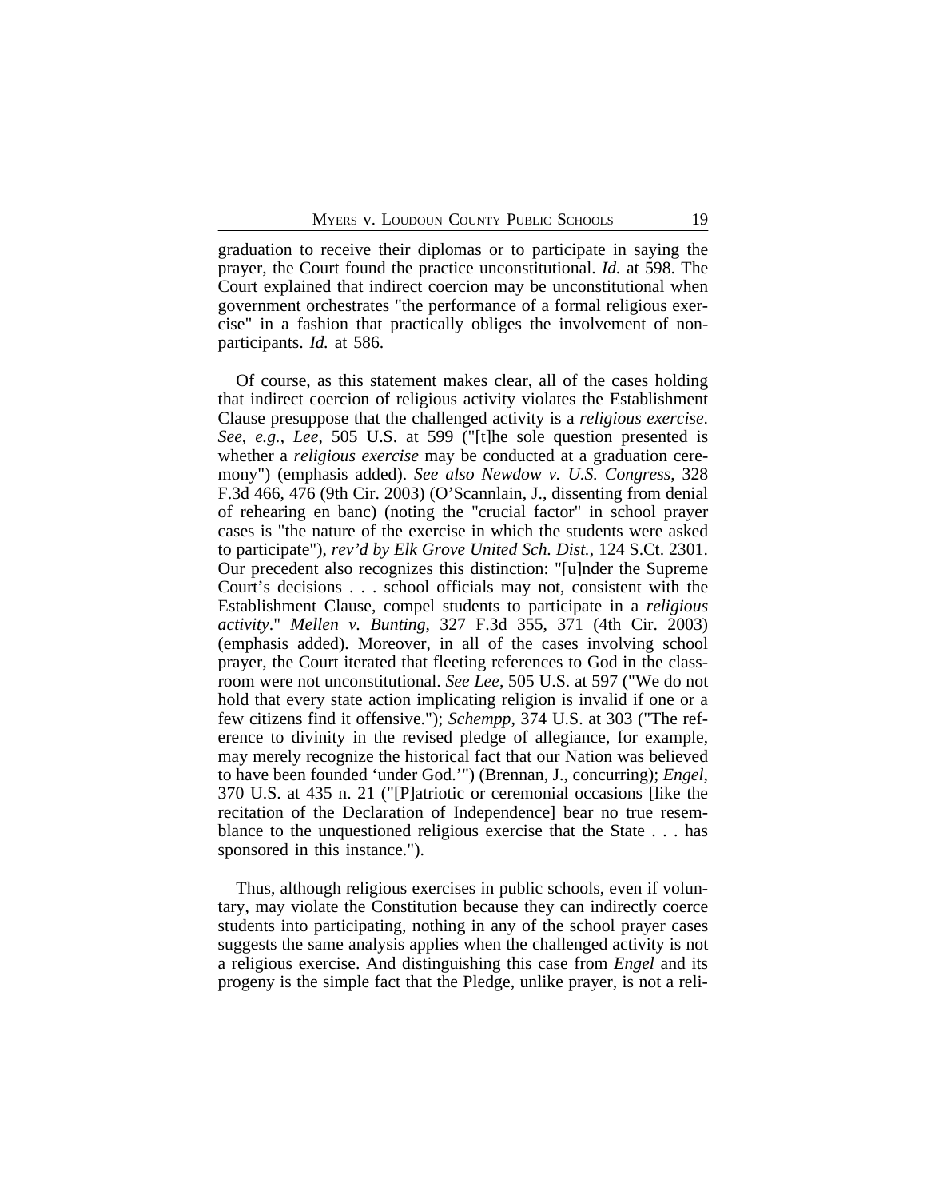graduation to receive their diplomas or to participate in saying the prayer, the Court found the practice unconstitutional. *Id.* at 598. The Court explained that indirect coercion may be unconstitutional when government orchestrates "the performance of a formal religious exercise" in a fashion that practically obliges the involvement of non-participants. *Id.* at 586.

Of course, as this statement makes clear, all of the cases holding that indirect coercion of religious activity violates the Establishment Clause presuppose that the challenged activity is a *religious exercise*. *See*, *e.g.*, *Lee*, 505 U.S. at 599 ("[t]he sole question presented is whether a *religious exercise* may be conducted at a graduation ceremony") (emphasis added). *See also Newdow v. U.S. Congress*, 328 F.3d 466, 476 (9th Cir. 2003) (O'Scannlain, J., dissenting from denial of rehearing en banc) (noting the "crucial factor" in school prayer cases is "the nature of the exercise in which the students were asked to participate"), *rev'd by Elk Grove United Sch. Dist.*, 124 S.Ct. 2301. Our precedent also recognizes this distinction: "[u]nder the Supreme Court's decisions . . . school officials may not, consistent with the Establishment Clause, compel students to participate in a *religious activity*." *Mellen v. Bunting*, 327 F.3d 355, 371 (4th Cir. 2003) (emphasis added). Moreover, in all of the cases involving school prayer, the Court iterated that fleeting references to God in the classroom were not unconstitutional. *See Lee*, 505 U.S. at 597 ("We do not hold that every state action implicating religion is invalid if one or a few citizens find it offensive."); *Schempp*, 374 U.S. at 303 ("The reference to divinity in the revised pledge of allegiance, for example, may merely recognize the historical fact that our Nation was believed to have been founded 'under God.'") (Brennan, J., concurring); *Engel*, 370 U.S. at 435 n. 21 ("[P]atriotic or ceremonial occasions [like the recitation of the Declaration of Independence] bear no true resemblance to the unquestioned religious exercise that the State . . . has sponsored in this instance.").

Thus, although religious exercises in public schools, even if voluntary, may violate the Constitution because they can indirectly coerce students into participating, nothing in any of the school prayer cases suggests the same analysis applies when the challenged activity is not a religious exercise. And distinguishing this case from *Engel* and its progeny is the simple fact that the Pledge, unlike prayer, is not a reli-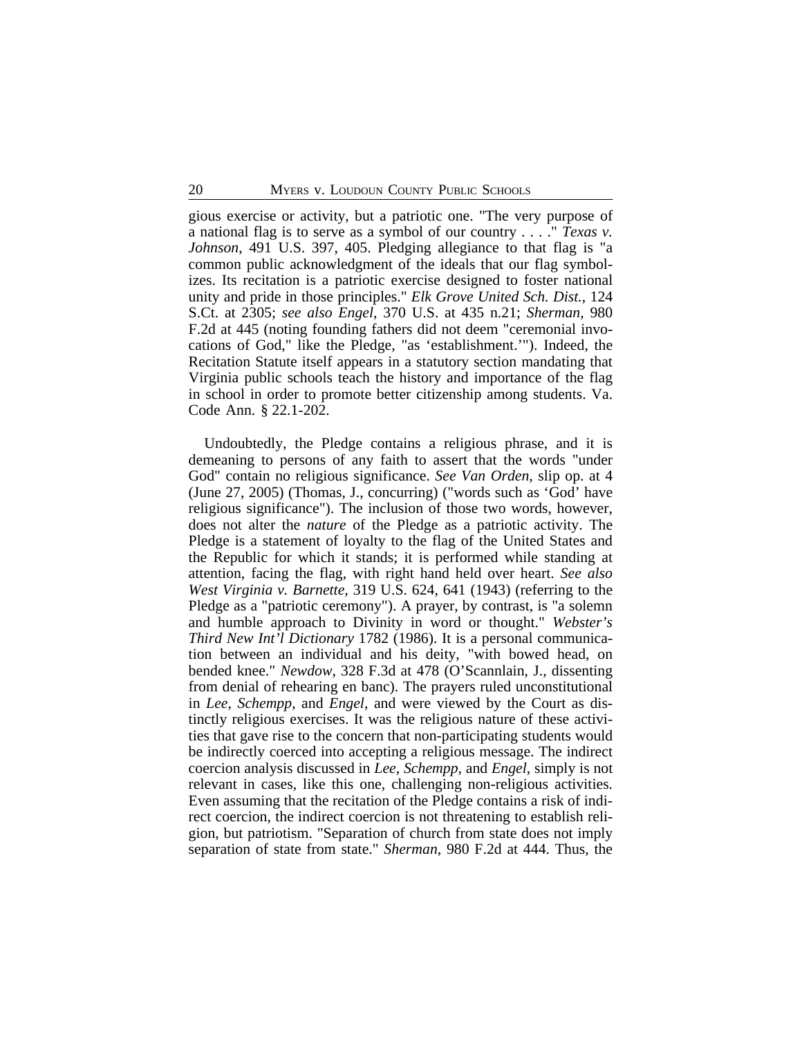gious exercise or activity, but a patriotic one. "The very purpose of a national flag is to serve as a symbol of our country . . . ." *Texas v. Johnson*, 491 U.S. 397, 405. Pledging allegiance to that flag is "a common public acknowledgment of the ideals that our flag symbolizes. Its recitation is a patriotic exercise designed to foster national unity and pride in those principles." *Elk Grove United Sch. Dist.*, 124 S.Ct. at 2305; *see also Engel*, 370 U.S. at 435 n.21; *Sherman*, 980 F.2d at 445 (noting founding fathers did not deem "ceremonial invocations of God," like the Pledge, "as 'establishment.'"). Indeed, the Recitation Statute itself appears in a statutory section mandating that Virginia public schools teach the history and importance of the flag in school in order to promote better citizenship among students. Va. Code Ann. § 22.1-202.

Undoubtedly, the Pledge contains a religious phrase, and it is demeaning to persons of any faith to assert that the words "under God" contain no religious significance. *See Van Orden*, slip op. at 4 (June 27, 2005) (Thomas, J., concurring) ("words such as 'God' have religious significance"). The inclusion of those two words, however, does not alter the *nature* of the Pledge as a patriotic activity. The Pledge is a statement of loyalty to the flag of the United States and the Republic for which it stands; it is performed while standing at attention, facing the flag, with right hand held over heart. *See also West Virginia v. Barnette*, 319 U.S. 624, 641 (1943) (referring to the Pledge as a "patriotic ceremony"). A prayer, by contrast, is "a solemn and humble approach to Divinity in word or thought." *Webster's Third New Int'l Dictionary* 1782 (1986). It is a personal communication between an individual and his deity, "with bowed head, on bended knee." *Newdow*, 328 F.3d at 478 (O'Scannlain, J., dissenting from denial of rehearing en banc). The prayers ruled unconstitutional in *Lee*, *Schempp*, and *Engel*, and were viewed by the Court as distinctly religious exercises. It was the religious nature of these activities that gave rise to the concern that non-participating students would be indirectly coerced into accepting a religious message. The indirect coercion analysis discussed in *Lee*, *Schempp*, and *Engel*, simply is not relevant in cases, like this one, challenging non-religious activities. Even assuming that the recitation of the Pledge contains a risk of indirect coercion, the indirect coercion is not threatening to establish religion, but patriotism. "Separation of church from state does not imply separation of state from state." *Sherman*, 980 F.2d at 444. Thus, the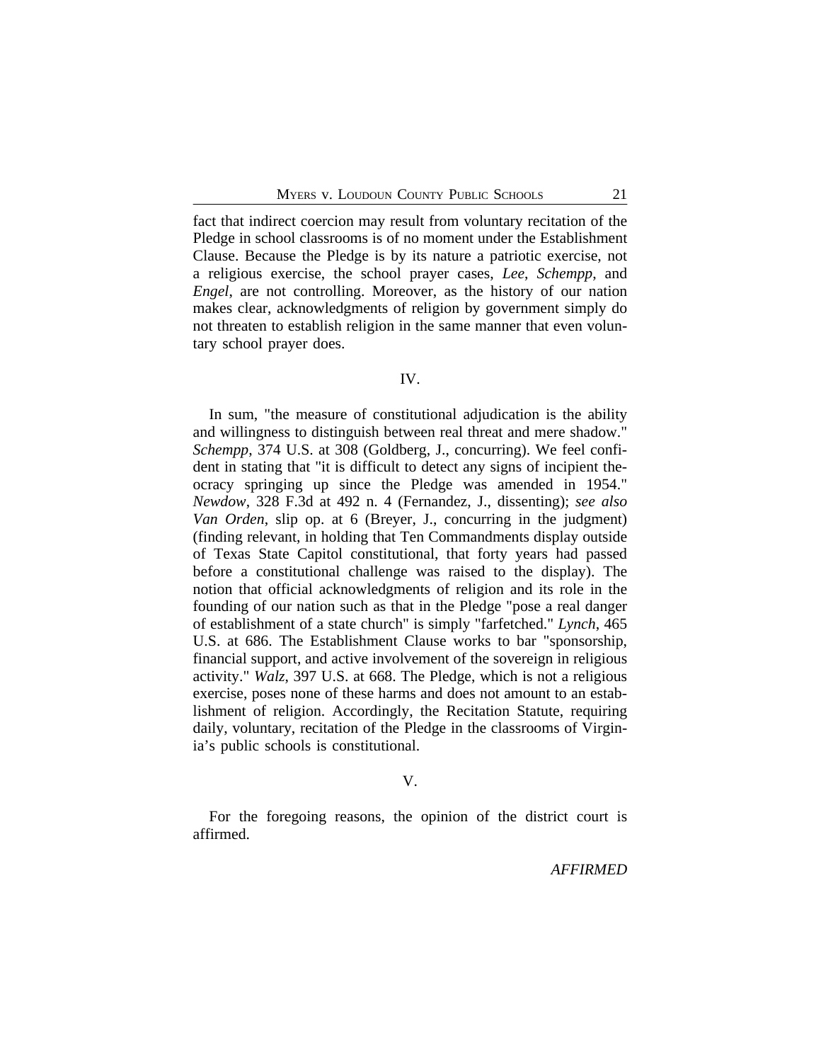fact that indirect coercion may result from voluntary recitation of the Pledge in school classrooms is of no moment under the Establishment Clause. Because the Pledge is by its nature a patriotic exercise, not a religious exercise, the school prayer cases, *Lee*, *Schempp*, and *Engel*, are not controlling. Moreover, as the history of our nation makes clear, acknowledgments of religion by government simply do not threaten to establish religion in the same manner that even voluntary school prayer does.

IV.

In sum, "the measure of constitutional adjudication is the ability and willingness to distinguish between real threat and mere shadow." *Schempp*, 374 U.S. at 308 (Goldberg, J., concurring). We feel confident in stating that "it is difficult to detect any signs of incipient theocracy springing up since the Pledge was amended in 1954." *Newdow*, 328 F.3d at 492 n. 4 (Fernandez, J., dissenting); *see also Van Orden*, slip op. at 6 (Breyer, J., concurring in the judgment) (finding relevant, in holding that Ten Commandments display outside of Texas State Capitol constitutional, that forty years had passed before a constitutional challenge was raised to the display). The notion that official acknowledgments of religion and its role in the founding of our nation such as that in the Pledge "pose a real danger of establishment of a state church" is simply "farfetched." *Lynch*, 465 U.S. at 686. The Establishment Clause works to bar "sponsorship, financial support, and active involvement of the sovereign in religious activity." *Walz*, 397 U.S. at 668. The Pledge, which is not a religious exercise, poses none of these harms and does not amount to an establishment of religion. Accordingly, the Recitation Statute, requiring daily, voluntary, recitation of the Pledge in the classrooms of Virginia's public schools is constitutional.

V.

For the foregoing reasons, the opinion of the district court is affirmed.

*AFFIRMED*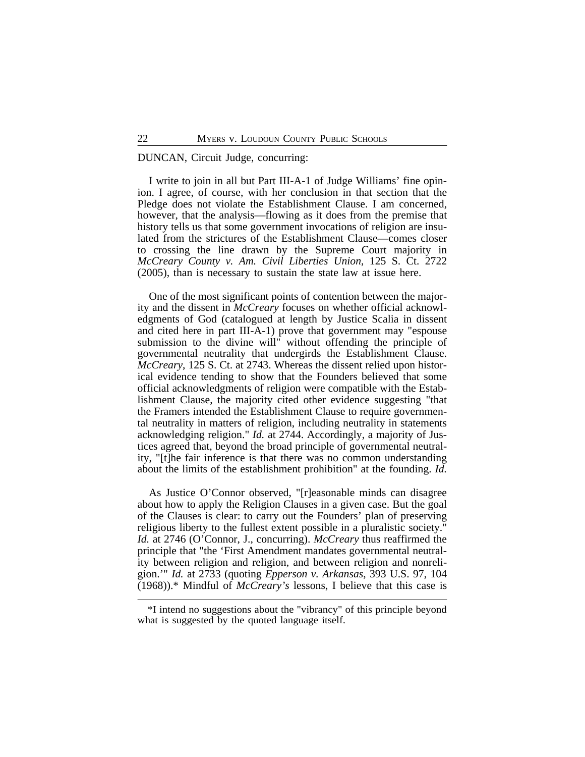DUNCAN, Circuit Judge, concurring:

I write to join in all but Part III-A-1 of Judge Williams' fine opinion. I agree, of course, with her conclusion in that section that the Pledge does not violate the Establishment Clause. I am concerned, however, that the analysis—flowing as it does from the premise that history tells us that some government invocations of religion are insulated from the strictures of the Establishment Clause—comes closer to crossing the line drawn by the Supreme Court majority in *McCreary County v. Am. Civil Liberties Union*, 125 S. Ct. 2722 (2005), than is necessary to sustain the state law at issue here.

One of the most significant points of contention between the majority and the dissent in *McCreary* focuses on whether official acknowledgments of God (catalogued at length by Justice Scalia in dissent and cited here in part III-A-1) prove that government may "espouse submission to the divine will" without offending the principle of governmental neutrality that undergirds the Establishment Clause. *McCreary*, 125 S. Ct. at 2743. Whereas the dissent relied upon historical evidence tending to show that the Founders believed that some official acknowledgments of religion were compatible with the Establishment Clause, the majority cited other evidence suggesting "that the Framers intended the Establishment Clause to require governmental neutrality in matters of religion, including neutrality in statements acknowledging religion." *Id.* at 2744. Accordingly, a majority of Justices agreed that, beyond the broad principle of governmental neutrality, "[t]he fair inference is that there was no common understanding about the limits of the establishment prohibition" at the founding. *Id.*

As Justice O'Connor observed, "[r]easonable minds can disagree about how to apply the Religion Clauses in a given case. But the goal of the Clauses is clear: to carry out the Founders' plan of preserving religious liberty to the fullest extent possible in a pluralistic society." *Id.* at 2746 (O'Connor, J., concurring). *McCreary* thus reaffirmed the principle that "the 'First Amendment mandates governmental neutrality between religion and religion, and between religion and nonreligion.'" *Id.* at 2733 (quoting *Epperson v. Arkansas*, 393 U.S. 97, 104 (1968)).* Mindful of *McCreary's* lessons, I believe that this case is

*I intend no suggestions about the "vibrancy" of this principle beyond what is suggested by the quoted language itself.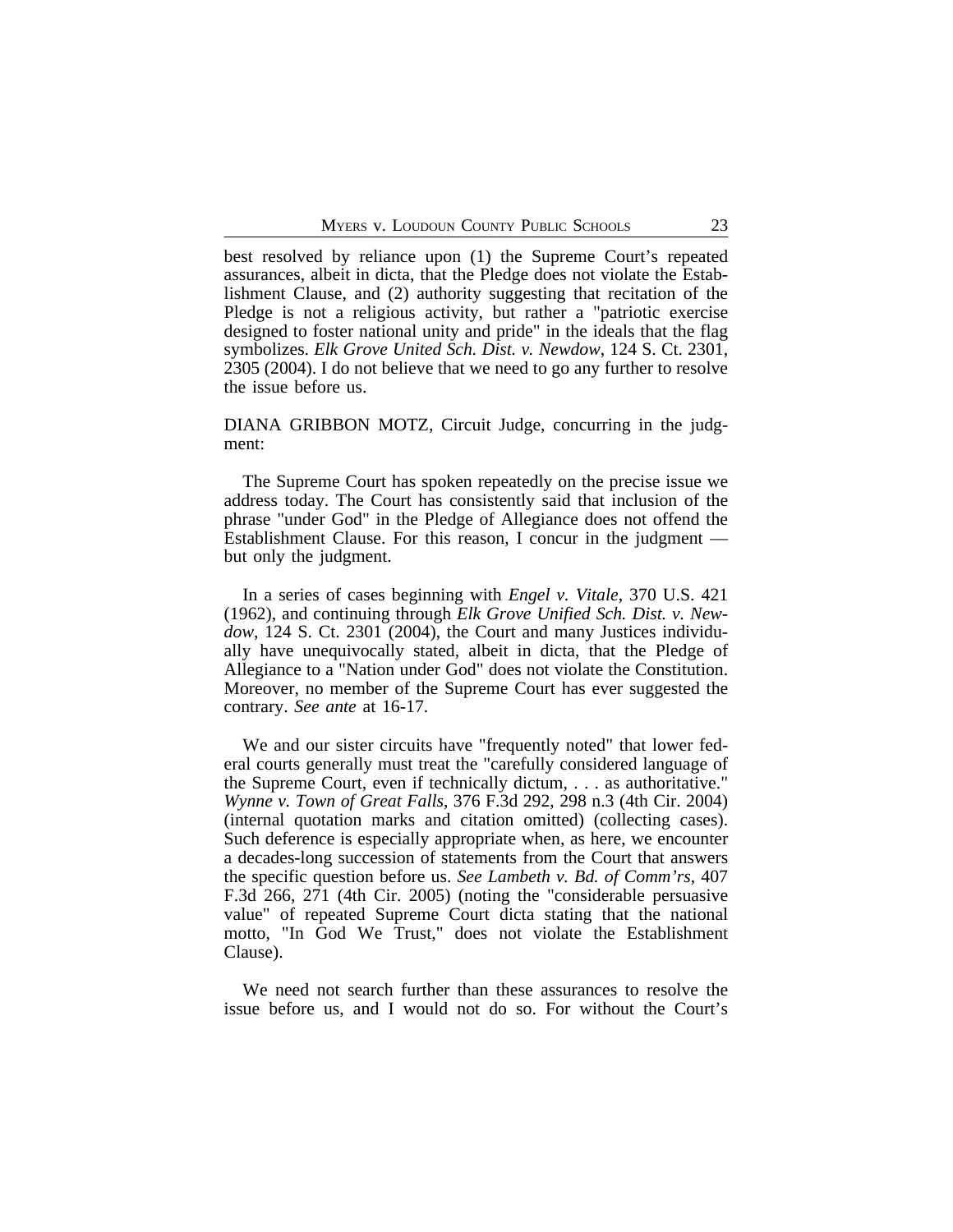best resolved by reliance upon (1) the Supreme Court's repeated assurances, albeit in dicta, that the Pledge does not violate the Establishment Clause, and (2) authority suggesting that recitation of the Pledge is not a religious activity, but rather a "patriotic exercise designed to foster national unity and pride" in the ideals that the flag symbolizes. *Elk Grove United Sch. Dist. v. Newdow*, 124 S. Ct. 2301, 2305 (2004). I do not believe that we need to go any further to resolve the issue before us.

DIANA GRIBBON MOTZ, Circuit Judge, concurring in the judgment:

The Supreme Court has spoken repeatedly on the precise issue we address today. The Court has consistently said that inclusion of the phrase "under God" in the Pledge of Allegiance does not offend the Establishment Clause. For this reason, I concur in the judgment — but only the judgment.

In a series of cases beginning with *Engel v. Vitale*, 370 U.S. 421 (1962), and continuing through *Elk Grove Unified Sch. Dist. v. Newdow*, 124 S. Ct. 2301 (2004), the Court and many Justices individually have unequivocally stated, albeit in dicta, that the Pledge of Allegiance to a "Nation under God" does not violate the Constitution. Moreover, no member of the Supreme Court has ever suggested the contrary. *See ante* at 16-17.

We and our sister circuits have "frequently noted" that lower federal courts generally must treat the "carefully considered language of the Supreme Court, even if technically dictum, . . . as authoritative." *Wynne v. Town of Great Falls*, 376 F.3d 292, 298 n.3 (4th Cir. 2004) (internal quotation marks and citation omitted) (collecting cases). Such deference is especially appropriate when, as here, we encounter a decades-long succession of statements from the Court that answers the specific question before us. *See Lambeth v. Bd. of Comm'rs*, 407 F.3d 266, 271 (4th Cir. 2005) (noting the "considerable persuasive value" of repeated Supreme Court dicta stating that the national motto, "In God We Trust," does not violate the Establishment Clause).

We need not search further than these assurances to resolve the issue before us, and I would not do so. For without the Court's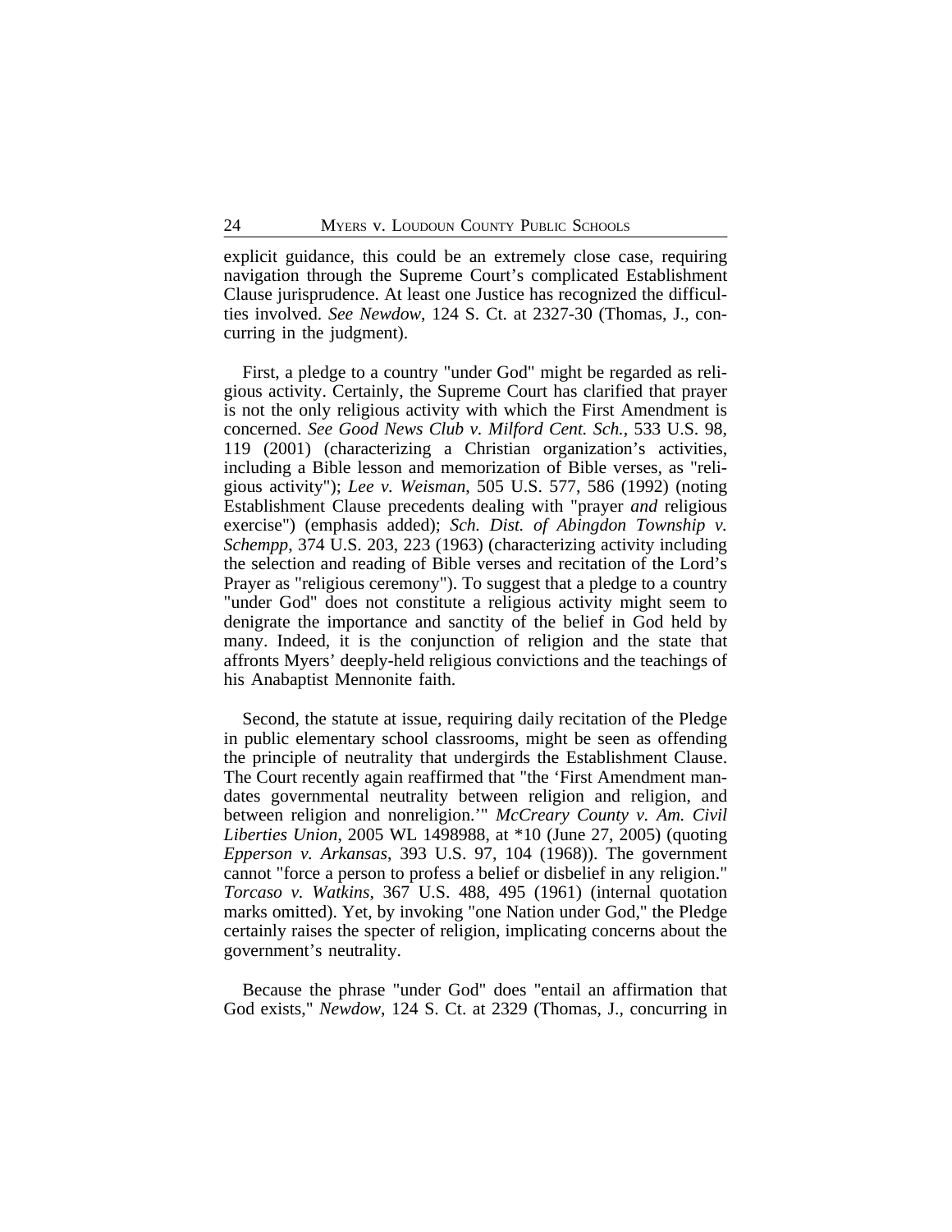explicit guidance, this could be an extremely close case, requiring navigation through the Supreme Court's complicated Establishment Clause jurisprudence. At least one Justice has recognized the difficulties involved. *See Newdow*, 124 S. Ct. at 2327-30 (Thomas, J., concurring in the judgment).

First, a pledge to a country "under God" might be regarded as religious activity. Certainly, the Supreme Court has clarified that prayer is not the only religious activity with which the First Amendment is concerned. *See Good News Club v. Milford Cent. Sch.*, 533 U.S. 98, 119 (2001) (characterizing a Christian organization's activities, including a Bible lesson and memorization of Bible verses, as "religious activity"); *Lee v. Weisman*, 505 U.S. 577, 586 (1992) (noting Establishment Clause precedents dealing with "prayer *and* religious exercise") (emphasis added); *Sch. Dist. of Abingdon Township v. Schempp*, 374 U.S. 203, 223 (1963) (characterizing activity including the selection and reading of Bible verses and recitation of the Lord's Prayer as "religious ceremony"). To suggest that a pledge to a country "under God" does not constitute a religious activity might seem to denigrate the importance and sanctity of the belief in God held by many. Indeed, it is the conjunction of religion and the state that affronts Myers' deeply-held religious convictions and the teachings of his Anabaptist Mennonite faith.

Second, the statute at issue, requiring daily recitation of the Pledge in public elementary school classrooms, might be seen as offending the principle of neutrality that undergirds the Establishment Clause. The Court recently again reaffirmed that "the 'First Amendment mandates governmental neutrality between religion and religion, and between religion and nonreligion.'" *McCreary County v. Am. Civil Liberties Union*, 2005 WL 1498988, at *10 (June 27, 2005) (quoting *Epperson v. Arkansas*, 393 U.S. 97, 104 (1968)). The government cannot "force a person to profess a belief or disbelief in any religion." *Torcaso v. Watkins*, 367 U.S. 488, 495 (1961) (internal quotation marks omitted). Yet, by invoking "one Nation under God," the Pledge certainly raises the specter of religion, implicating concerns about the government's neutrality.

Because the phrase "under God" does "entail an affirmation that God exists," *Newdow*, 124 S. Ct. at 2329 (Thomas, J., concurring in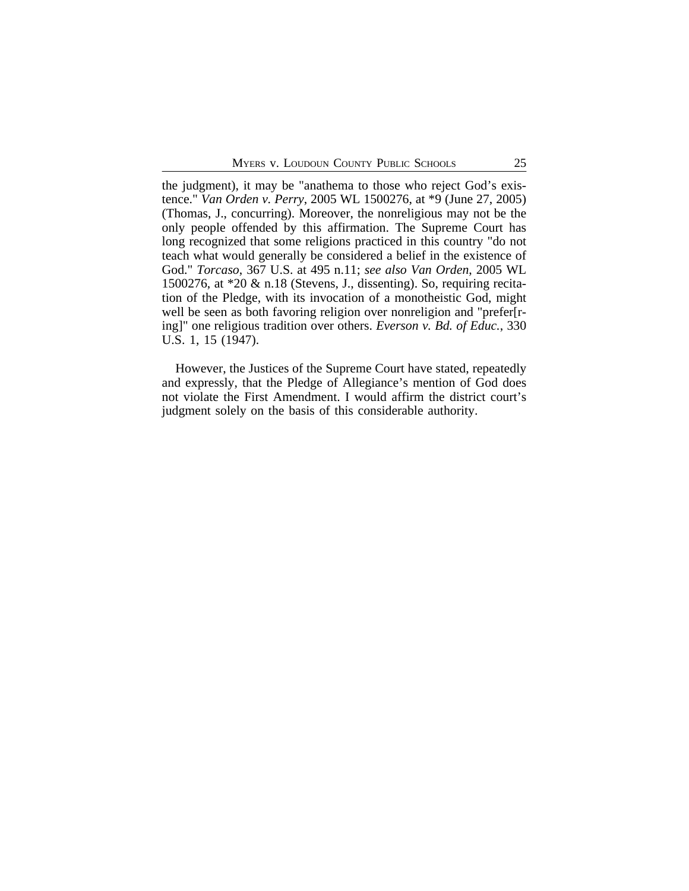the judgment), it may be "anathema to those who reject God's existence." *Van Orden v. Perry*, 2005 WL 1500276, at *9 (June 27, 2005) (Thomas, J., concurring). Moreover, the nonreligious may not be the only people offended by this affirmation. The Supreme Court has long recognized that some religions practiced in this country "do not teach what would generally be considered a belief in the existence of God." *Torcaso*, 367 U.S. at 495 n.11; *see also Van Orden*, 2005 WL 1500276, at *20 & n.18 (Stevens, J., dissenting). So, requiring recitation of the Pledge, with its invocation of a monotheistic God, might well be seen as both favoring religion over nonreligion and "prefer[ring]" one religious tradition over others. *Everson v. Bd. of Educ.*, 330 U.S. 1, 15 (1947).

However, the Justices of the Supreme Court have stated, repeatedly and expressly, that the Pledge of Allegiance's mention of God does not violate the First Amendment. I would affirm the district court's judgment solely on the basis of this considerable authority.